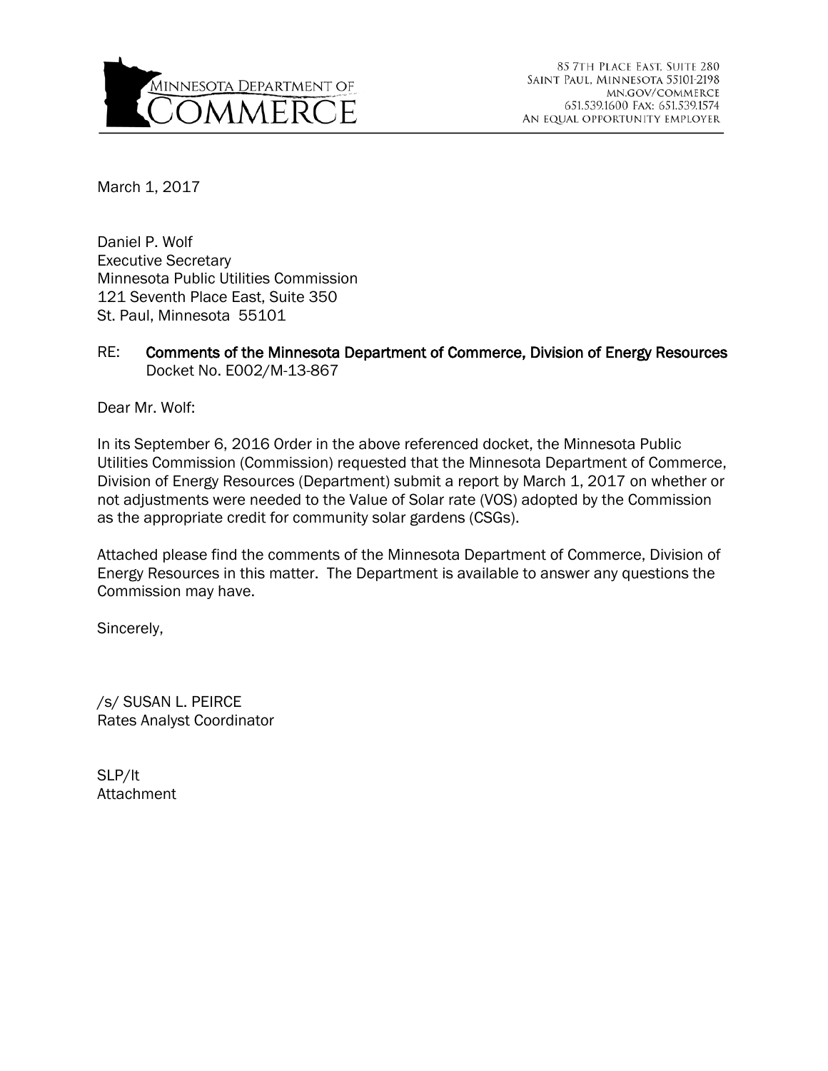MINNESOTA DEPARTMENT OF COMMERCE

85 7TH PLACE EAST, SUITE 280
SAINT PAUL, MINNESOTA 55101-2198
MN.GOV/COMMERCE
651.539.1600 FAX: 651.539.1574
AN EQUAL OPPORTUNITY EMPLOYER

March 1, 2017

Daniel P. Wolf
Executive Secretary
Minnesota Public Utilities Commission
121 Seventh Place East, Suite 350
St. Paul, Minnesota 55101

RE: **Comments of the Minnesota Department of Commerce, Division of Energy Resources**
Docket No. E002/M-13-867

Dear Mr. Wolf:

In its September 6, 2016 Order in the above referenced docket, the Minnesota Public Utilities Commission (Commission) requested that the Minnesota Department of Commerce, Division of Energy Resources (Department) submit a report by March 1, 2017 on whether or not adjustments were needed to the Value of Solar rate (VOS) adopted by the Commission as the appropriate credit for community solar gardens (CSGs).

Attached please find the comments of the Minnesota Department of Commerce, Division of Energy Resources in this matter. The Department is available to answer any questions the Commission may have.

Sincerely,

/s/ SUSAN L. PEIRCE
Rates Analyst Coordinator

SLP/lt
Attachment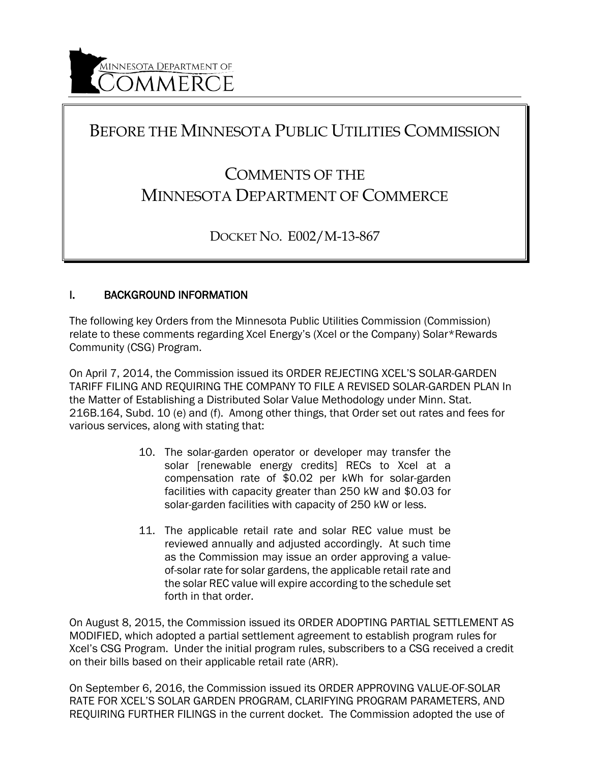# BEFORE THE MINNESOTA PUBLIC UTILITIES COMMISSION

# COMMENTS OF THE MINNESOTA DEPARTMENT OF COMMERCE

## DOCKET NO. E002/M-13-867

## I. BACKGROUND INFORMATION

The following key Orders from the Minnesota Public Utilities Commission (Commission) relate to these comments regarding Xcel Energy's (Xcel or the Company) Solar*Rewards Community (CSG) Program.

On April 7, 2014, the Commission issued its ORDER REJECTING XCEL'S SOLAR-GARDEN TARIFF FILING AND REQUIRING THE COMPANY TO FILE A REVISED SOLAR-GARDEN PLAN In the Matter of Establishing a Distributed Solar Value Methodology under Minn. Stat. 216B.164, Subd. 10 (e) and (f). Among other things, that Order set out rates and fees for various services, along with stating that:

> 10. The solar-garden operator or developer may transfer the solar [renewable energy credits] RECs to Xcel at a compensation rate of $0.02 per kWh for solar-garden facilities with capacity greater than 250 kW and $0.03 for solar-garden facilities with capacity of 250 kW or less.
>
> 11. The applicable retail rate and solar REC value must be reviewed annually and adjusted accordingly. At such time as the Commission may issue an order approving a value-of-solar rate for solar gardens, the applicable retail rate and the solar REC value will expire according to the schedule set forth in that order.

On August 8, 2015, the Commission issued its ORDER ADOPTING PARTIAL SETTLEMENT AS MODIFIED, which adopted a partial settlement agreement to establish program rules for Xcel's CSG Program. Under the initial program rules, subscribers to a CSG received a credit on their bills based on their applicable retail rate (ARR).

On September 6, 2016, the Commission issued its ORDER APPROVING VALUE-OF-SOLAR RATE FOR XCEL'S SOLAR GARDEN PROGRAM, CLARIFYING PROGRAM PARAMETERS, AND REQUIRING FURTHER FILINGS in the current docket. The Commission adopted the use of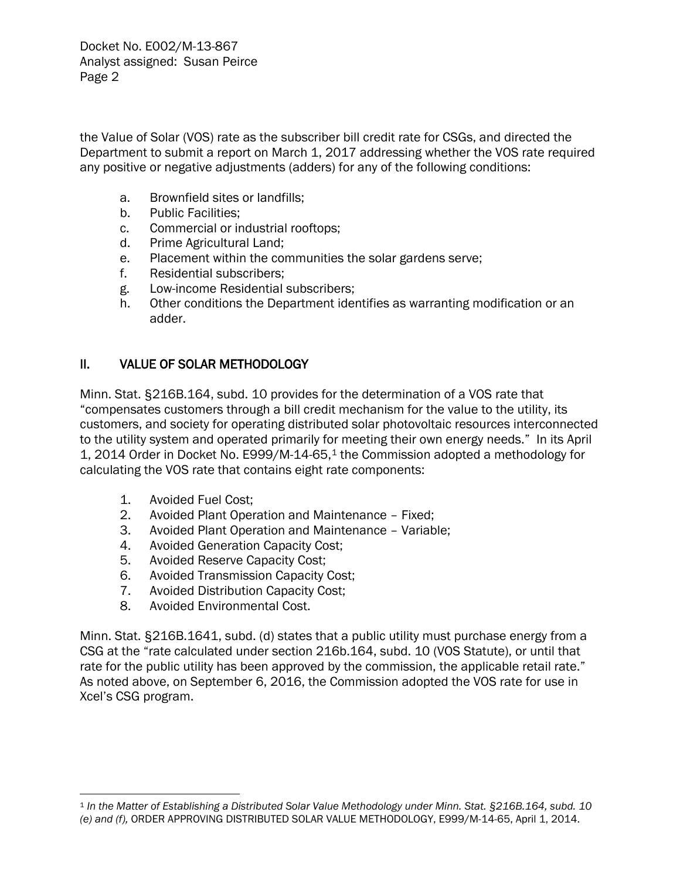the Value of Solar (VOS) rate as the subscriber bill credit rate for CSGs, and directed the Department to submit a report on March 1, 2017 addressing whether the VOS rate required any positive or negative adjustments (adders) for any of the following conditions:

a. Brownfield sites or landfills;
b. Public Facilities;
c. Commercial or industrial rooftops;
d. Prime Agricultural Land;
e. Placement within the communities the solar gardens serve;
f. Residential subscribers;
g. Low-income Residential subscribers;
h. Other conditions the Department identifies as warranting modification or an adder.

## II. VALUE OF SOLAR METHODOLOGY

Minn. Stat. §216B.164, subd. 10 provides for the determination of a VOS rate that "compensates customers through a bill credit mechanism for the value to the utility, its customers, and society for operating distributed solar photovoltaic resources interconnected to the utility system and operated primarily for meeting their own energy needs." In its April 1, 2014 Order in Docket No. E999/M-14-65,[1] the Commission adopted a methodology for calculating the VOS rate that contains eight rate components:

1. Avoided Fuel Cost;
2. Avoided Plant Operation and Maintenance – Fixed;
3. Avoided Plant Operation and Maintenance – Variable;
4. Avoided Generation Capacity Cost;
5. Avoided Reserve Capacity Cost;
6. Avoided Transmission Capacity Cost;
7. Avoided Distribution Capacity Cost;
8. Avoided Environmental Cost.

Minn. Stat. §216B.1641, subd. (d) states that a public utility must purchase energy from a CSG at the "rate calculated under section 216b.164, subd. 10 (VOS Statute), or until that rate for the public utility has been approved by the commission, the applicable retail rate." As noted above, on September 6, 2016, the Commission adopted the VOS rate for use in Xcel's CSG program.

---

[1] *In the Matter of Establishing a Distributed Solar Value Methodology under Minn. Stat. §216B.164, subd. 10 (e) and (f),* ORDER APPROVING DISTRIBUTED SOLAR VALUE METHODOLOGY, E999/M-14-65, April 1, 2014.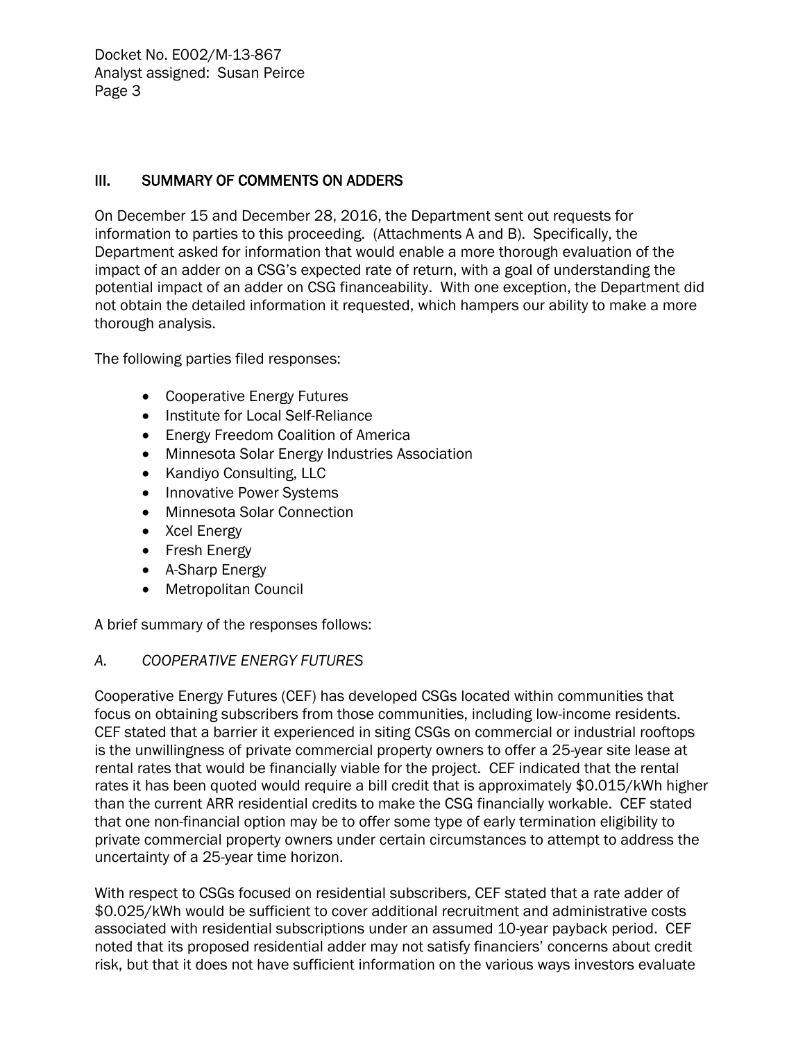## III. SUMMARY OF COMMENTS ON ADDERS

On December 15 and December 28, 2016, the Department sent out requests for information to parties to this proceeding. (Attachments A and B). Specifically, the Department asked for information that would enable a more thorough evaluation of the impact of an adder on a CSG's expected rate of return, with a goal of understanding the potential impact of an adder on CSG financeability. With one exception, the Department did not obtain the detailed information it requested, which hampers our ability to make a more thorough analysis.

The following parties filed responses:

- Cooperative Energy Futures
- Institute for Local Self-Reliance
- Energy Freedom Coalition of America
- Minnesota Solar Energy Industries Association
- Kandiyo Consulting, LLC
- Innovative Power Systems
- Minnesota Solar Connection
- Xcel Energy
- Fresh Energy
- A-Sharp Energy
- Metropolitan Council

A brief summary of the responses follows:

### *A. COOPERATIVE ENERGY FUTURES*

Cooperative Energy Futures (CEF) has developed CSGs located within communities that focus on obtaining subscribers from those communities, including low-income residents. CEF stated that a barrier it experienced in siting CSGs on commercial or industrial rooftops is the unwillingness of private commercial property owners to offer a 25-year site lease at rental rates that would be financially viable for the project. CEF indicated that the rental rates it has been quoted would require a bill credit that is approximately $0.015/kWh higher than the current ARR residential credits to make the CSG financially workable. CEF stated that one non-financial option may be to offer some type of early termination eligibility to private commercial property owners under certain circumstances to attempt to address the uncertainty of a 25-year time horizon.

With respect to CSGs focused on residential subscribers, CEF stated that a rate adder of $0.025/kWh would be sufficient to cover additional recruitment and administrative costs associated with residential subscriptions under an assumed 10-year payback period. CEF noted that its proposed residential adder may not satisfy financiers' concerns about credit risk, but that it does not have sufficient information on the various ways investors evaluate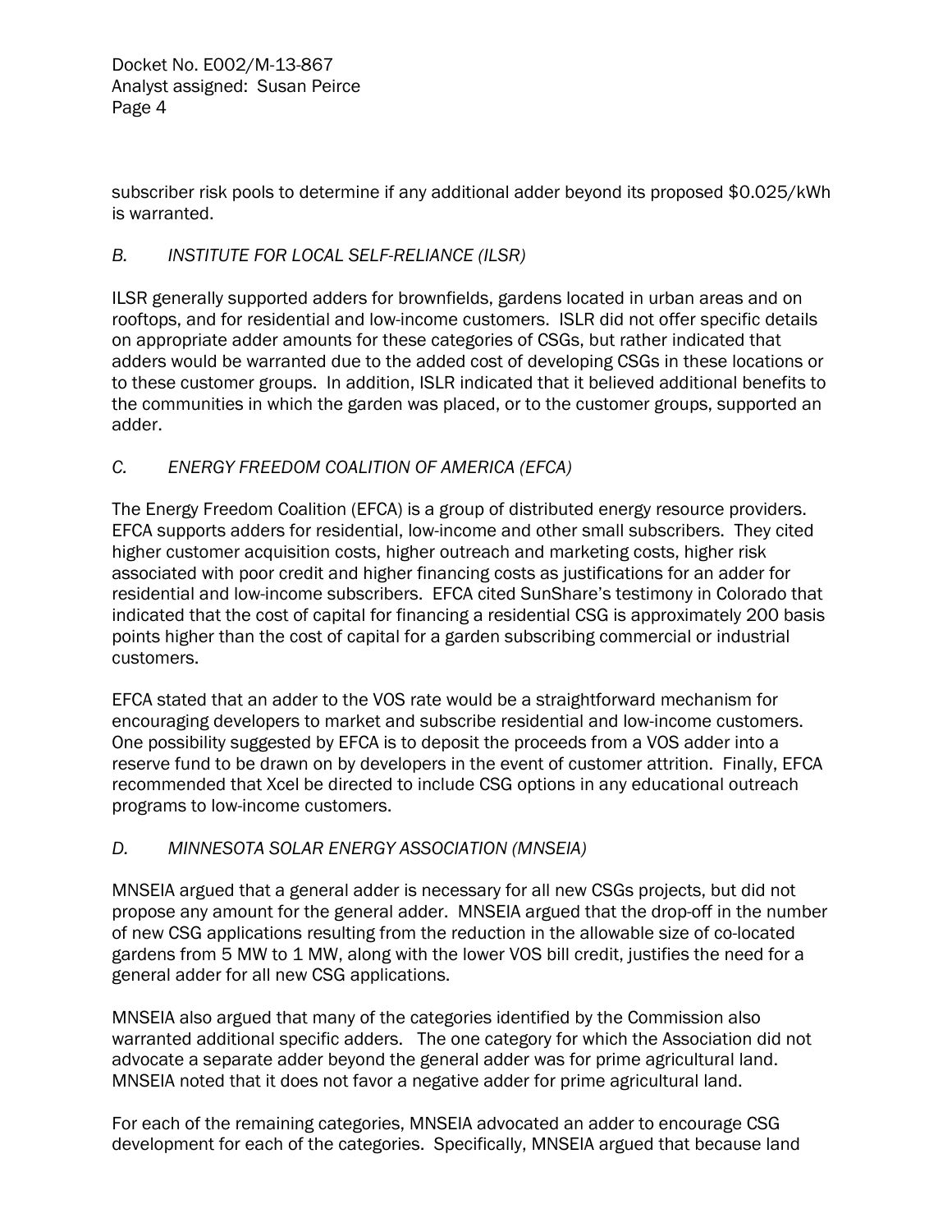subscriber risk pools to determine if any additional adder beyond its proposed $0.025/kWh is warranted.

### *B. INSTITUTE FOR LOCAL SELF-RELIANCE (ILSR)*

ILSR generally supported adders for brownfields, gardens located in urban areas and on rooftops, and for residential and low-income customers. ISLR did not offer specific details on appropriate adder amounts for these categories of CSGs, but rather indicated that adders would be warranted due to the added cost of developing CSGs in these locations or to these customer groups. In addition, ISLR indicated that it believed additional benefits to the communities in which the garden was placed, or to the customer groups, supported an adder.

### *C. ENERGY FREEDOM COALITION OF AMERICA (EFCA)*

The Energy Freedom Coalition (EFCA) is a group of distributed energy resource providers. EFCA supports adders for residential, low-income and other small subscribers. They cited higher customer acquisition costs, higher outreach and marketing costs, higher risk associated with poor credit and higher financing costs as justifications for an adder for residential and low-income subscribers. EFCA cited SunShare's testimony in Colorado that indicated that the cost of capital for financing a residential CSG is approximately 200 basis points higher than the cost of capital for a garden subscribing commercial or industrial customers.

EFCA stated that an adder to the VOS rate would be a straightforward mechanism for encouraging developers to market and subscribe residential and low-income customers. One possibility suggested by EFCA is to deposit the proceeds from a VOS adder into a reserve fund to be drawn on by developers in the event of customer attrition. Finally, EFCA recommended that Xcel be directed to include CSG options in any educational outreach programs to low-income customers.

### *D. MINNESOTA SOLAR ENERGY ASSOCIATION (MNSEIA)*

MNSEIA argued that a general adder is necessary for all new CSGs projects, but did not propose any amount for the general adder. MNSEIA argued that the drop-off in the number of new CSG applications resulting from the reduction in the allowable size of co-located gardens from 5 MW to 1 MW, along with the lower VOS bill credit, justifies the need for a general adder for all new CSG applications.

MNSEIA also argued that many of the categories identified by the Commission also warranted additional specific adders. The one category for which the Association did not advocate a separate adder beyond the general adder was for prime agricultural land. MNSEIA noted that it does not favor a negative adder for prime agricultural land.

For each of the remaining categories, MNSEIA advocated an adder to encourage CSG development for each of the categories. Specifically, MNSEIA argued that because land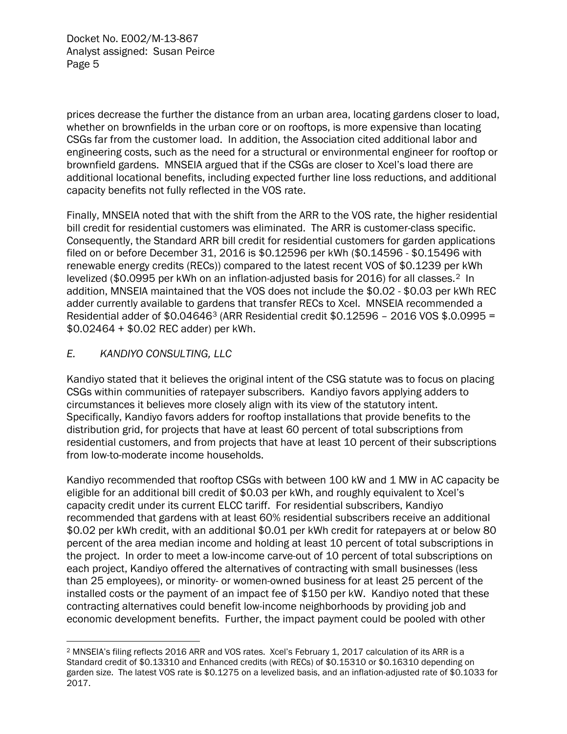prices decrease the further the distance from an urban area, locating gardens closer to load, whether on brownfields in the urban core or on rooftops, is more expensive than locating CSGs far from the customer load. In addition, the Association cited additional labor and engineering costs, such as the need for a structural or environmental engineer for rooftop or brownfield gardens. MNSEIA argued that if the CSGs are closer to Xcel's load there are additional locational benefits, including expected further line loss reductions, and additional capacity benefits not fully reflected in the VOS rate.

Finally, MNSEIA noted that with the shift from the ARR to the VOS rate, the higher residential bill credit for residential customers was eliminated. The ARR is customer-class specific. Consequently, the Standard ARR bill credit for residential customers for garden applications filed on or before December 31, 2016 is $0.12596 per kWh ($0.14596 - $0.15496 with renewable energy credits (RECs)) compared to the latest recent VOS of $0.1239 per kWh levelized ($0.0995 per kWh on an inflation-adjusted basis for 2016) for all classes.[2] In addition, MNSEIA maintained that the VOS does not include the $0.02 - $0.03 per kWh REC adder currently available to gardens that transfer RECs to Xcel. MNSEIA recommended a Residential adder of $0.04646[3] (ARR Residential credit $0.12596 – 2016 VOS $.0.0995 = $0.02464 + $0.02 REC adder) per kWh.

## *E. KANDIYO CONSULTING, LLC*

Kandiyo stated that it believes the original intent of the CSG statute was to focus on placing CSGs within communities of ratepayer subscribers. Kandiyo favors applying adders to circumstances it believes more closely align with its view of the statutory intent. Specifically, Kandiyo favors adders for rooftop installations that provide benefits to the distribution grid, for projects that have at least 60 percent of total subscriptions from residential customers, and from projects that have at least 10 percent of their subscriptions from low-to-moderate income households.

Kandiyo recommended that rooftop CSGs with between 100 kW and 1 MW in AC capacity be eligible for an additional bill credit of $0.03 per kWh, and roughly equivalent to Xcel's capacity credit under its current ELCC tariff. For residential subscribers, Kandiyo recommended that gardens with at least 60% residential subscribers receive an additional $0.02 per kWh credit, with an additional $0.01 per kWh credit for ratepayers at or below 80 percent of the area median income and holding at least 10 percent of total subscriptions in the project. In order to meet a low-income carve-out of 10 percent of total subscriptions on each project, Kandiyo offered the alternatives of contracting with small businesses (less than 25 employees), or minority- or women-owned business for at least 25 percent of the installed costs or the payment of an impact fee of $150 per kW. Kandiyo noted that these contracting alternatives could benefit low-income neighborhoods by providing job and economic development benefits. Further, the impact payment could be pooled with other

---

[2] MNSEIA's filing reflects 2016 ARR and VOS rates. Xcel's February 1, 2017 calculation of its ARR is a Standard credit of $0.13310 and Enhanced credits (with RECs) of $0.15310 or $0.16310 depending on garden size. The latest VOS rate is $0.1275 on a levelized basis, and an inflation-adjusted rate of $0.1033 for 2017.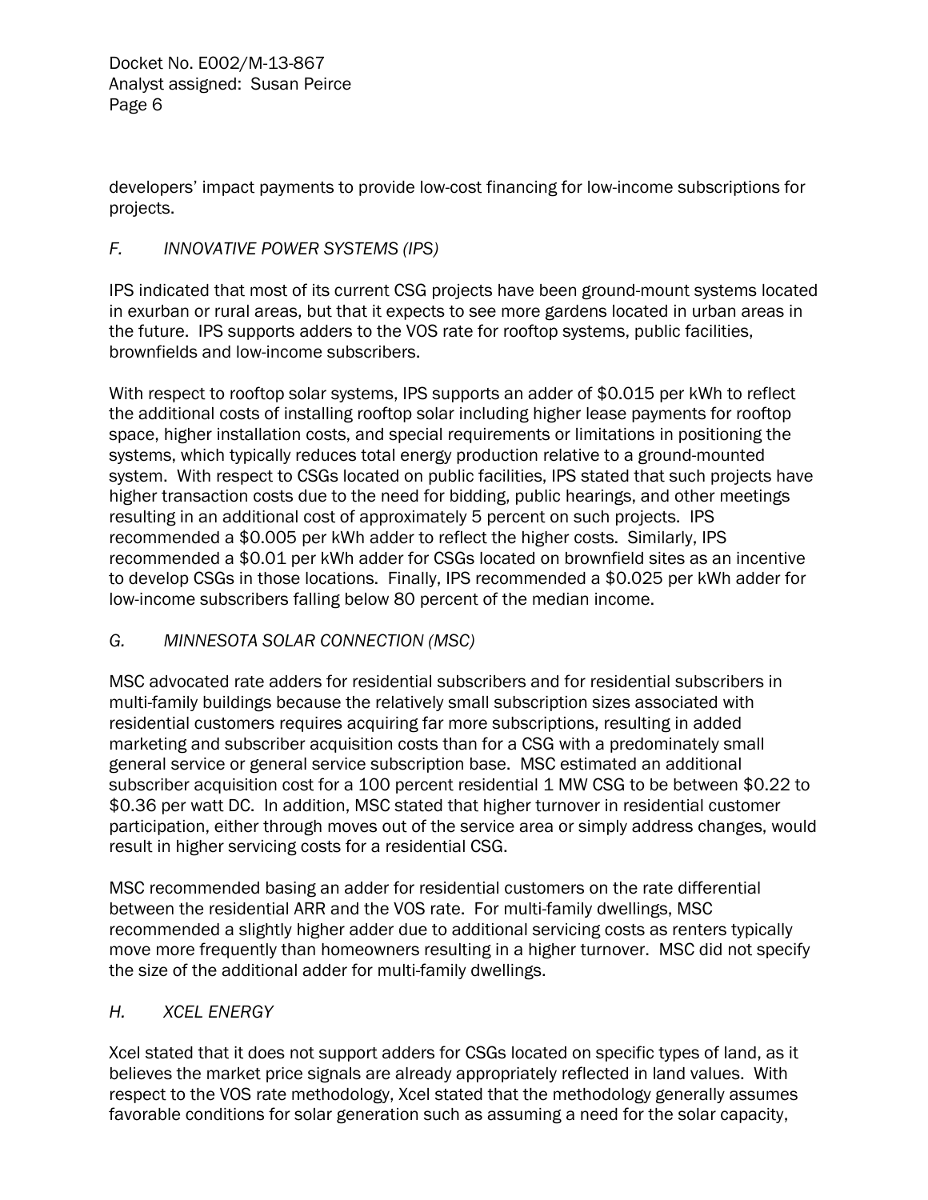developers' impact payments to provide low-cost financing for low-income subscriptions for projects.

### *F. INNOVATIVE POWER SYSTEMS (IPS)*

IPS indicated that most of its current CSG projects have been ground-mount systems located in exurban or rural areas, but that it expects to see more gardens located in urban areas in the future. IPS supports adders to the VOS rate for rooftop systems, public facilities, brownfields and low-income subscribers.

With respect to rooftop solar systems, IPS supports an adder of $0.015 per kWh to reflect the additional costs of installing rooftop solar including higher lease payments for rooftop space, higher installation costs, and special requirements or limitations in positioning the systems, which typically reduces total energy production relative to a ground-mounted system. With respect to CSGs located on public facilities, IPS stated that such projects have higher transaction costs due to the need for bidding, public hearings, and other meetings resulting in an additional cost of approximately 5 percent on such projects. IPS recommended a $0.005 per kWh adder to reflect the higher costs. Similarly, IPS recommended a $0.01 per kWh adder for CSGs located on brownfield sites as an incentive to develop CSGs in those locations. Finally, IPS recommended a $0.025 per kWh adder for low-income subscribers falling below 80 percent of the median income.

### *G. MINNESOTA SOLAR CONNECTION (MSC)*

MSC advocated rate adders for residential subscribers and for residential subscribers in multi-family buildings because the relatively small subscription sizes associated with residential customers requires acquiring far more subscriptions, resulting in added marketing and subscriber acquisition costs than for a CSG with a predominately small general service or general service subscription base. MSC estimated an additional subscriber acquisition cost for a 100 percent residential 1 MW CSG to be between $0.22 to $0.36 per watt DC. In addition, MSC stated that higher turnover in residential customer participation, either through moves out of the service area or simply address changes, would result in higher servicing costs for a residential CSG.

MSC recommended basing an adder for residential customers on the rate differential between the residential ARR and the VOS rate. For multi-family dwellings, MSC recommended a slightly higher adder due to additional servicing costs as renters typically move more frequently than homeowners resulting in a higher turnover. MSC did not specify the size of the additional adder for multi-family dwellings.

### *H. XCEL ENERGY*

Xcel stated that it does not support adders for CSGs located on specific types of land, as it believes the market price signals are already appropriately reflected in land values. With respect to the VOS rate methodology, Xcel stated that the methodology generally assumes favorable conditions for solar generation such as assuming a need for the solar capacity,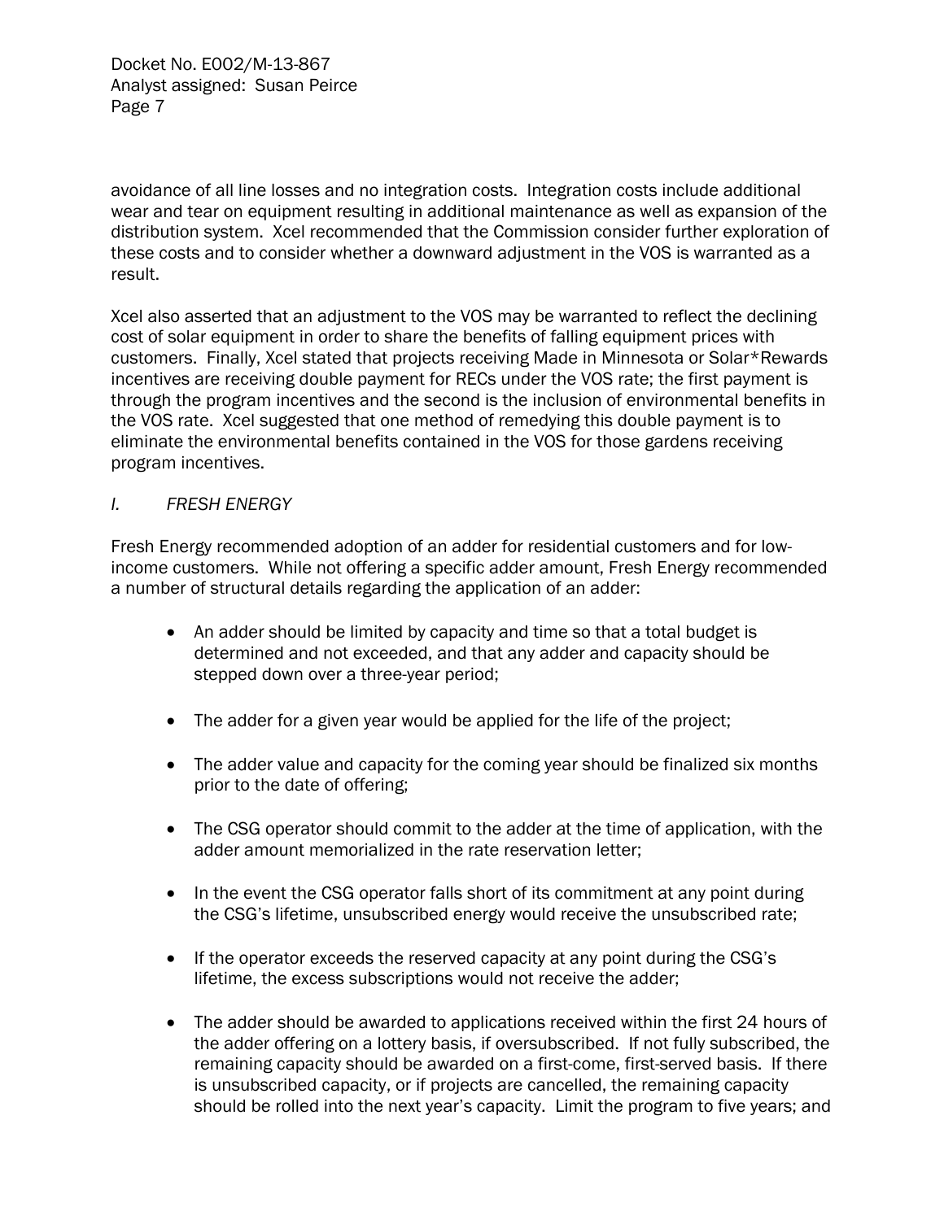avoidance of all line losses and no integration costs. Integration costs include additional wear and tear on equipment resulting in additional maintenance as well as expansion of the distribution system. Xcel recommended that the Commission consider further exploration of these costs and to consider whether a downward adjustment in the VOS is warranted as a result.

Xcel also asserted that an adjustment to the VOS may be warranted to reflect the declining cost of solar equipment in order to share the benefits of falling equipment prices with customers. Finally, Xcel stated that projects receiving Made in Minnesota or Solar*Rewards incentives are receiving double payment for RECs under the VOS rate; the first payment is through the program incentives and the second is the inclusion of environmental benefits in the VOS rate. Xcel suggested that one method of remedying this double payment is to eliminate the environmental benefits contained in the VOS for those gardens receiving program incentives.

### *I. FRESH ENERGY*

Fresh Energy recommended adoption of an adder for residential customers and for low-income customers. While not offering a specific adder amount, Fresh Energy recommended a number of structural details regarding the application of an adder:

- An adder should be limited by capacity and time so that a total budget is determined and not exceeded, and that any adder and capacity should be stepped down over a three-year period;
- The adder for a given year would be applied for the life of the project;
- The adder value and capacity for the coming year should be finalized six months prior to the date of offering;
- The CSG operator should commit to the adder at the time of application, with the adder amount memorialized in the rate reservation letter;
- In the event the CSG operator falls short of its commitment at any point during the CSG's lifetime, unsubscribed energy would receive the unsubscribed rate;
- If the operator exceeds the reserved capacity at any point during the CSG's lifetime, the excess subscriptions would not receive the adder;
- The adder should be awarded to applications received within the first 24 hours of the adder offering on a lottery basis, if oversubscribed. If not fully subscribed, the remaining capacity should be awarded on a first-come, first-served basis. If there is unsubscribed capacity, or if projects are cancelled, the remaining capacity should be rolled into the next year's capacity. Limit the program to five years; and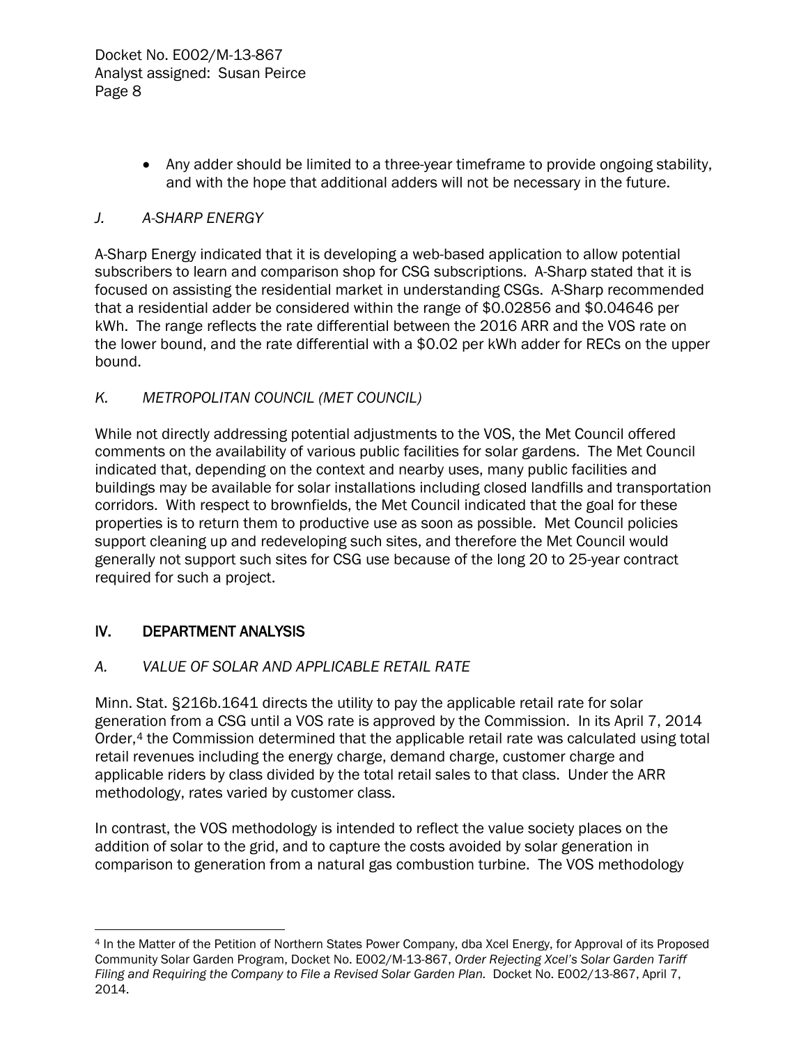- Any adder should be limited to a three-year timeframe to provide ongoing stability, and with the hope that additional adders will not be necessary in the future.

### *J. A-SHARP ENERGY*

A-Sharp Energy indicated that it is developing a web-based application to allow potential subscribers to learn and comparison shop for CSG subscriptions. A-Sharp stated that it is focused on assisting the residential market in understanding CSGs. A-Sharp recommended that a residential adder be considered within the range of $0.02856 and $0.04646 per kWh. The range reflects the rate differential between the 2016 ARR and the VOS rate on the lower bound, and the rate differential with a $0.02 per kWh adder for RECs on the upper bound.

### *K. METROPOLITAN COUNCIL (MET COUNCIL)*

While not directly addressing potential adjustments to the VOS, the Met Council offered comments on the availability of various public facilities for solar gardens. The Met Council indicated that, depending on the context and nearby uses, many public facilities and buildings may be available for solar installations including closed landfills and transportation corridors. With respect to brownfields, the Met Council indicated that the goal for these properties is to return them to productive use as soon as possible. Met Council policies support cleaning up and redeveloping such sites, and therefore the Met Council would generally not support such sites for CSG use because of the long 20 to 25-year contract required for such a project.

## IV. DEPARTMENT ANALYSIS

### *A. VALUE OF SOLAR AND APPLICABLE RETAIL RATE*

Minn. Stat. §216b.1641 directs the utility to pay the applicable retail rate for solar generation from a CSG until a VOS rate is approved by the Commission. In its April 7, 2014 Order,[4] the Commission determined that the applicable retail rate was calculated using total retail revenues including the energy charge, demand charge, customer charge and applicable riders by class divided by the total retail sales to that class. Under the ARR methodology, rates varied by customer class.

In contrast, the VOS methodology is intended to reflect the value society places on the addition of solar to the grid, and to capture the costs avoided by solar generation in comparison to generation from a natural gas combustion turbine. The VOS methodology

---

[4] In the Matter of the Petition of Northern States Power Company, dba Xcel Energy, for Approval of its Proposed Community Solar Garden Program, Docket No. E002/M-13-867, *Order Rejecting Xcel's Solar Garden Tariff Filing and Requiring the Company to File a Revised Solar Garden Plan.* Docket No. E002/13-867, April 7, 2014.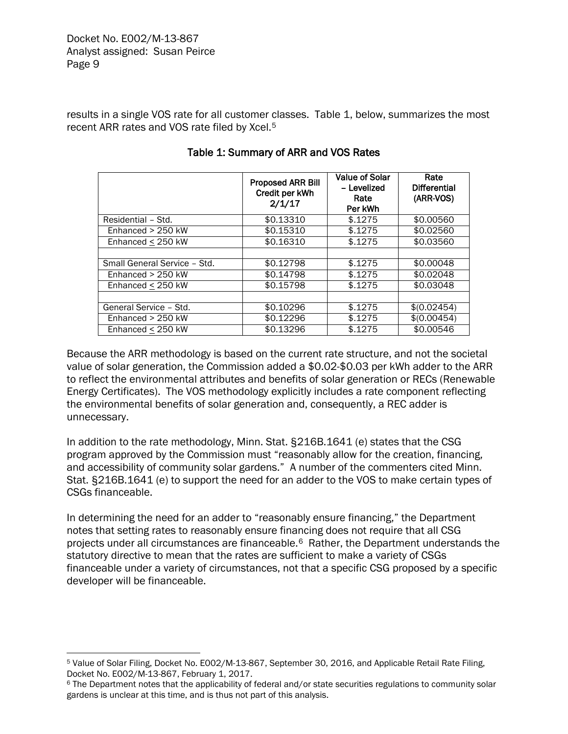results in a single VOS rate for all customer classes. Table 1, below, summarizes the most recent ARR rates and VOS rate filed by Xcel.[5]

**Table 1: Summary of ARR and VOS Rates**

| | Proposed ARR Bill Credit per kWh 2/1/17 | Value of Solar – Levelized Rate Per kWh | Rate Differential (ARR-VOS) |
|---|---|---|---|
| Residential – Std. | $0.13310 | $.1275 | $0.00560 |
| Enhanced > 250 kW | $0.15310 | $.1275 | $0.02560 |
| Enhanced ≤ 250 kW | $0.16310 | $.1275 | $0.03560 |
| | | | |
| Small General Service – Std. | $0.12798 | $.1275 | $0.00048 |
| Enhanced > 250 kW | $0.14798 | $.1275 | $0.02048 |
| Enhanced ≤ 250 kW | $0.15798 | $.1275 | $0.03048 |
| | | | |
| General Service – Std. | $0.10296 | $.1275 | $(0.02454) |
| Enhanced > 250 kW | $0.12296 | $.1275 | $(0.00454) |
| Enhanced ≤ 250 kW | $0.13296 | $.1275 | $0.00546 |

Because the ARR methodology is based on the current rate structure, and not the societal value of solar generation, the Commission added a $0.02-$0.03 per kWh adder to the ARR to reflect the environmental attributes and benefits of solar generation or RECs (Renewable Energy Certificates). The VOS methodology explicitly includes a rate component reflecting the environmental benefits of solar generation and, consequently, a REC adder is unnecessary.

In addition to the rate methodology, Minn. Stat. §216B.1641 (e) states that the CSG program approved by the Commission must "reasonably allow for the creation, financing, and accessibility of community solar gardens." A number of the commenters cited Minn. Stat. §216B.1641 (e) to support the need for an adder to the VOS to make certain types of CSGs financeable.

In determining the need for an adder to "reasonably ensure financing," the Department notes that setting rates to reasonably ensure financing does not require that all CSG projects under all circumstances are financeable.[6] Rather, the Department understands the statutory directive to mean that the rates are sufficient to make a variety of CSGs financeable under a variety of circumstances, not that a specific CSG proposed by a specific developer will be financeable.

---

[5] Value of Solar Filing, Docket No. E002/M-13-867, September 30, 2016, and Applicable Retail Rate Filing, Docket No. E002/M-13-867, February 1, 2017.

[6] The Department notes that the applicability of federal and/or state securities regulations to community solar gardens is unclear at this time, and is thus not part of this analysis.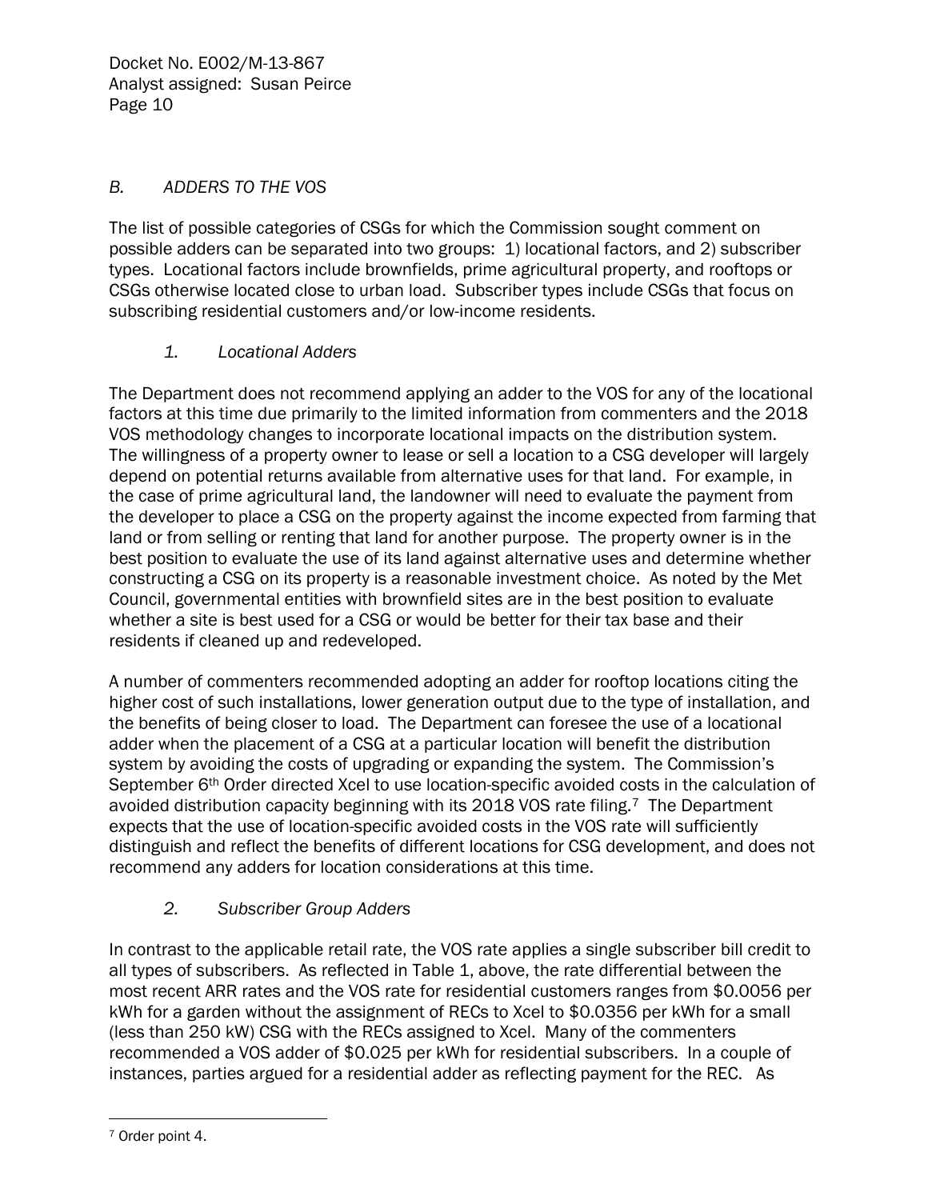### *B. ADDERS TO THE VOS*

The list of possible categories of CSGs for which the Commission sought comment on possible adders can be separated into two groups: 1) locational factors, and 2) subscriber types. Locational factors include brownfields, prime agricultural property, and rooftops or CSGs otherwise located close to urban load. Subscriber types include CSGs that focus on subscribing residential customers and/or low-income residents.

#### *1. Locational Adders*

The Department does not recommend applying an adder to the VOS for any of the locational factors at this time due primarily to the limited information from commenters and the 2018 VOS methodology changes to incorporate locational impacts on the distribution system. The willingness of a property owner to lease or sell a location to a CSG developer will largely depend on potential returns available from alternative uses for that land. For example, in the case of prime agricultural land, the landowner will need to evaluate the payment from the developer to place a CSG on the property against the income expected from farming that land or from selling or renting that land for another purpose. The property owner is in the best position to evaluate the use of its land against alternative uses and determine whether constructing a CSG on its property is a reasonable investment choice. As noted by the Met Council, governmental entities with brownfield sites are in the best position to evaluate whether a site is best used for a CSG or would be better for their tax base and their residents if cleaned up and redeveloped.

A number of commenters recommended adopting an adder for rooftop locations citing the higher cost of such installations, lower generation output due to the type of installation, and the benefits of being closer to load. The Department can foresee the use of a locational adder when the placement of a CSG at a particular location will benefit the distribution system by avoiding the costs of upgrading or expanding the system. The Commission's September 6th Order directed Xcel to use location-specific avoided costs in the calculation of avoided distribution capacity beginning with its 2018 VOS rate filing.[7] The Department expects that the use of location-specific avoided costs in the VOS rate will sufficiently distinguish and reflect the benefits of different locations for CSG development, and does not recommend any adders for location considerations at this time.

#### *2. Subscriber Group Adders*

In contrast to the applicable retail rate, the VOS rate applies a single subscriber bill credit to all types of subscribers. As reflected in Table 1, above, the rate differential between the most recent ARR rates and the VOS rate for residential customers ranges from $0.0056 per kWh for a garden without the assignment of RECs to Xcel to $0.0356 per kWh for a small (less than 250 kW) CSG with the RECs assigned to Xcel. Many of the commenters recommended a VOS adder of $0.025 per kWh for residential subscribers. In a couple of instances, parties argued for a residential adder as reflecting payment for the REC. As

[7] Order point 4.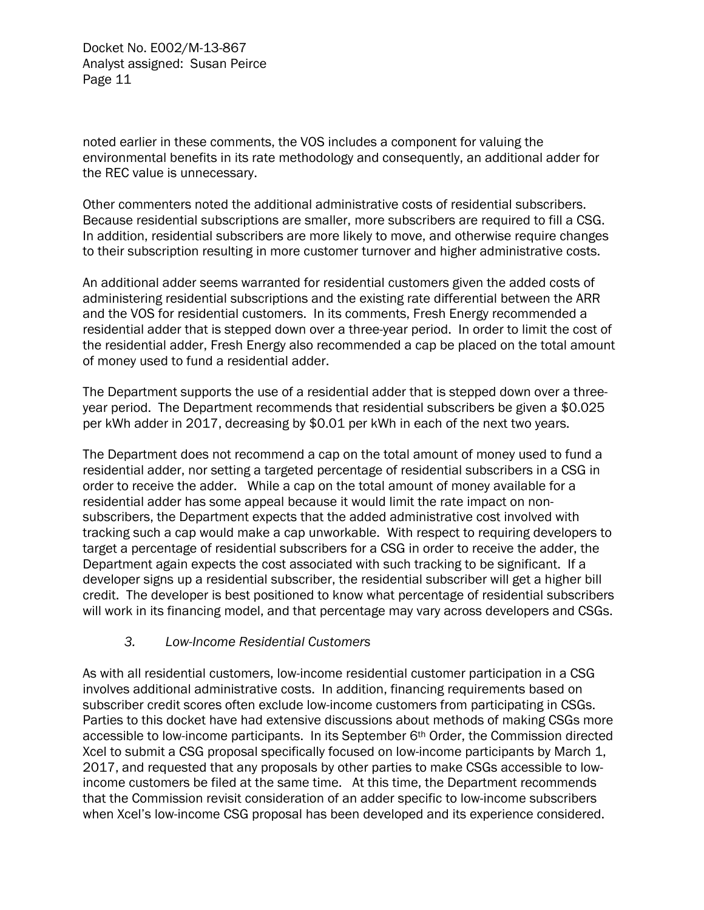noted earlier in these comments, the VOS includes a component for valuing the environmental benefits in its rate methodology and consequently, an additional adder for the REC value is unnecessary.

Other commenters noted the additional administrative costs of residential subscribers. Because residential subscriptions are smaller, more subscribers are required to fill a CSG. In addition, residential subscribers are more likely to move, and otherwise require changes to their subscription resulting in more customer turnover and higher administrative costs.

An additional adder seems warranted for residential customers given the added costs of administering residential subscriptions and the existing rate differential between the ARR and the VOS for residential customers. In its comments, Fresh Energy recommended a residential adder that is stepped down over a three-year period. In order to limit the cost of the residential adder, Fresh Energy also recommended a cap be placed on the total amount of money used to fund a residential adder.

The Department supports the use of a residential adder that is stepped down over a three-year period. The Department recommends that residential subscribers be given a $0.025 per kWh adder in 2017, decreasing by $0.01 per kWh in each of the next two years.

The Department does not recommend a cap on the total amount of money used to fund a residential adder, nor setting a targeted percentage of residential subscribers in a CSG in order to receive the adder. While a cap on the total amount of money available for a residential adder has some appeal because it would limit the rate impact on non-subscribers, the Department expects that the added administrative cost involved with tracking such a cap would make a cap unworkable. With respect to requiring developers to target a percentage of residential subscribers for a CSG in order to receive the adder, the Department again expects the cost associated with such tracking to be significant. If a developer signs up a residential subscriber, the residential subscriber will get a higher bill credit. The developer is best positioned to know what percentage of residential subscribers will work in its financing model, and that percentage may vary across developers and CSGs.

### *3. Low-Income Residential Customers*

As with all residential customers, low-income residential customer participation in a CSG involves additional administrative costs. In addition, financing requirements based on subscriber credit scores often exclude low-income customers from participating in CSGs. Parties to this docket have had extensive discussions about methods of making CSGs more accessible to low-income participants. In its September 6th Order, the Commission directed Xcel to submit a CSG proposal specifically focused on low-income participants by March 1, 2017, and requested that any proposals by other parties to make CSGs accessible to low-income customers be filed at the same time. At this time, the Department recommends that the Commission revisit consideration of an adder specific to low-income subscribers when Xcel's low-income CSG proposal has been developed and its experience considered.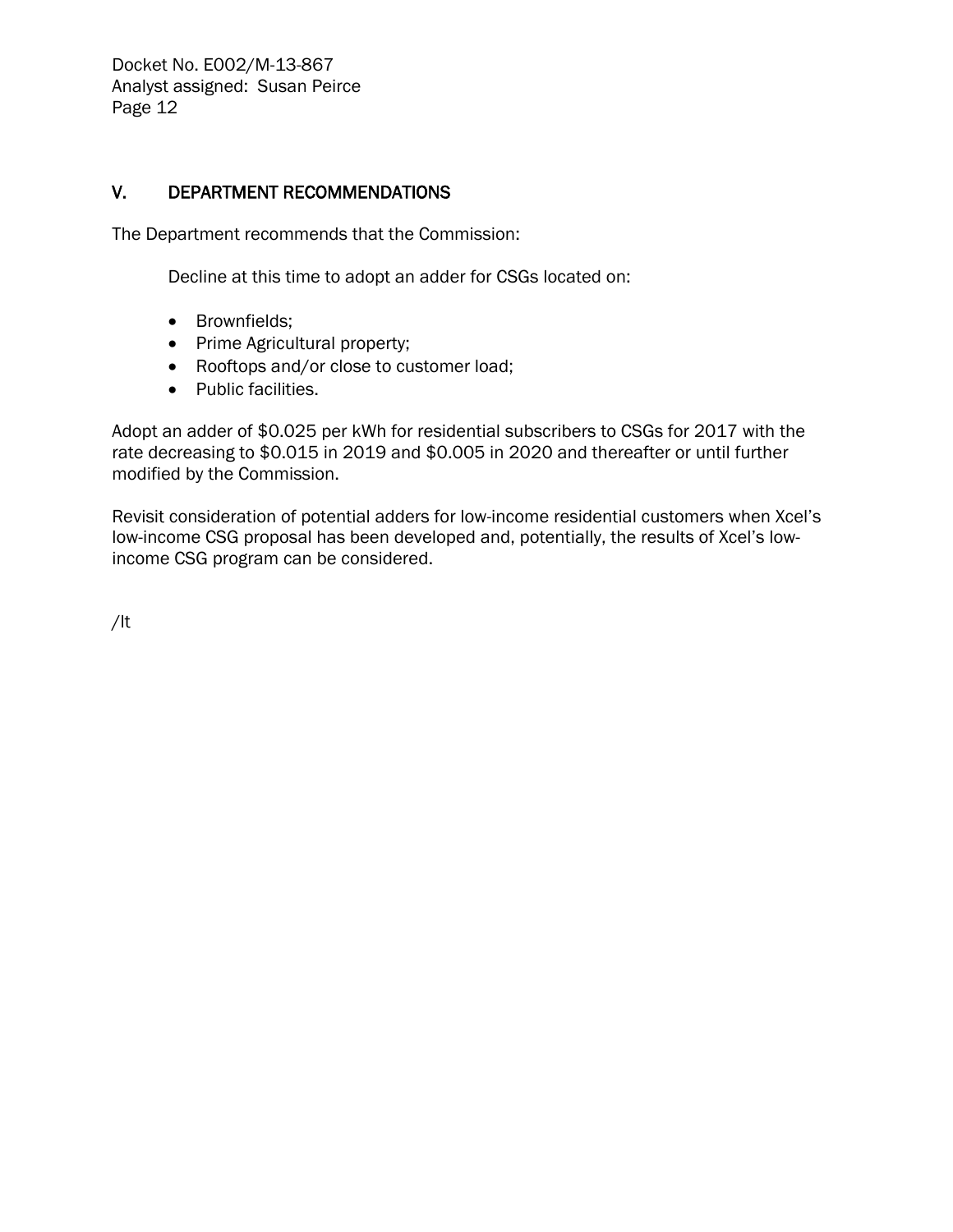## V. DEPARTMENT RECOMMENDATIONS

The Department recommends that the Commission:

Decline at this time to adopt an adder for CSGs located on:

- Brownfields;
- Prime Agricultural property;
- Rooftops and/or close to customer load;
- Public facilities.

Adopt an adder of $0.025 per kWh for residential subscribers to CSGs for 2017 with the rate decreasing to $0.015 in 2019 and $0.005 in 2020 and thereafter or until further modified by the Commission.

Revisit consideration of potential adders for low-income residential customers when Xcel's low-income CSG proposal has been developed and, potentially, the results of Xcel's low-income CSG program can be considered.

/lt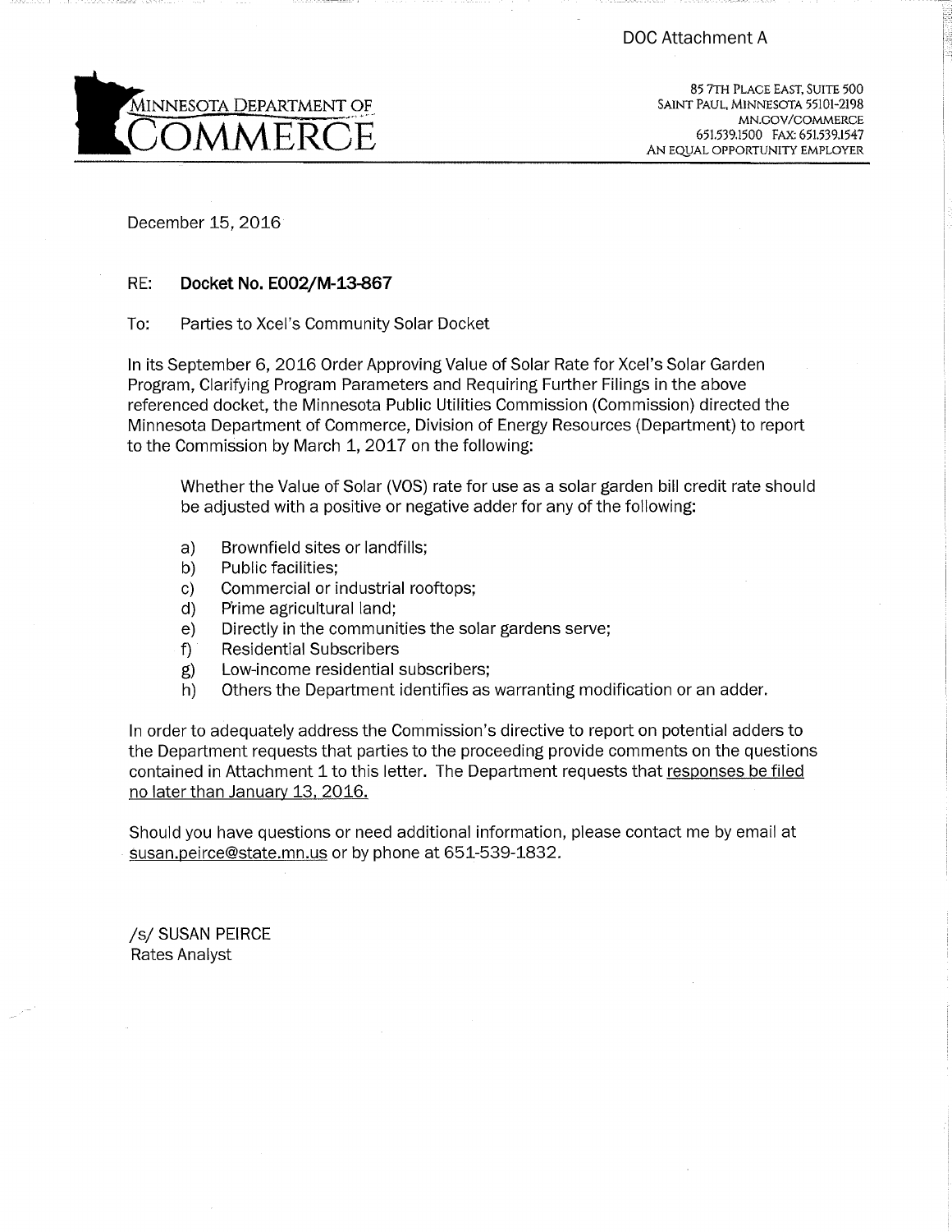DOC Attachment A

MINNESOTA DEPARTMENT OF COMMERCE

85 7TH PLACE EAST, SUITE 500
SAINT PAUL, MINNESOTA 55101-2198
MN.GOV/COMMERCE
651.539.1500 FAX: 651.539.1547
AN EQUAL OPPORTUNITY EMPLOYER

December 15, 2016

RE: **Docket No. E002/M-13-867**

To: Parties to Xcel's Community Solar Docket

In its September 6, 2016 Order Approving Value of Solar Rate for Xcel's Solar Garden Program, Clarifying Program Parameters and Requiring Further Filings in the above referenced docket, the Minnesota Public Utilities Commission (Commission) directed the Minnesota Department of Commerce, Division of Energy Resources (Department) to report to the Commission by March 1, 2017 on the following:

> Whether the Value of Solar (VOS) rate for use as a solar garden bill credit rate should be adjusted with a positive or negative adder for any of the following:
>
> a) Brownfield sites or landfills;
> b) Public facilities;
> c) Commercial or industrial rooftops;
> d) Prime agricultural land;
> e) Directly in the communities the solar gardens serve;
> f) Residential Subscribers
> g) Low-income residential subscribers;
> h) Others the Department identifies as warranting modification or an adder.

In order to adequately address the Commission's directive to report on potential adders to the Department requests that parties to the proceeding provide comments on the questions contained in Attachment 1 to this letter. The Department requests that <u>responses be filed no later than January 13, 2016.</u>

Should you have questions or need additional information, please contact me by email at susan.peirce@state.mn.us or by phone at 651-539-1832.

/s/ SUSAN PEIRCE
Rates Analyst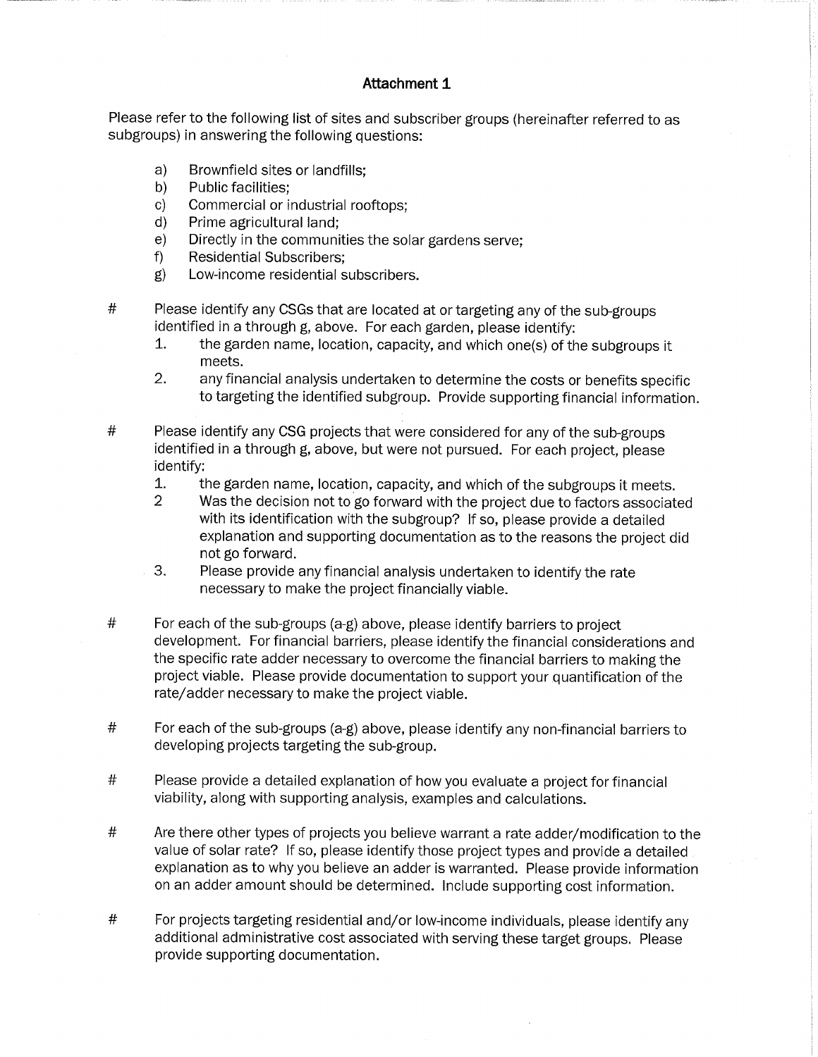## Attachment 1

Please refer to the following list of sites and subscriber groups (hereinafter referred to as subgroups) in answering the following questions:

a) Brownfield sites or landfills;
b) Public facilities;
c) Commercial or industrial rooftops;
d) Prime agricultural land;
e) Directly in the communities the solar gardens serve;
f) Residential Subscribers;
g) Low-income residential subscribers.

# Please identify any CSGs that are located at or targeting any of the sub-groups identified in a through g, above. For each garden, please identify:

1. the garden name, location, capacity, and which one(s) of the subgroups it meets.
2. any financial analysis undertaken to determine the costs or benefits specific to targeting the identified subgroup. Provide supporting financial information.

# Please identify any CSG projects that were considered for any of the sub-groups identified in a through g, above, but were not pursued. For each project, please identify:

1. the garden name, location, capacity, and which of the subgroups it meets.
2 Was the decision not to go forward with the project due to factors associated with its identification with the subgroup? If so, please provide a detailed explanation and supporting documentation as to the reasons the project did not go forward.
3. Please provide any financial analysis undertaken to identify the rate necessary to make the project financially viable.

# For each of the sub-groups (a-g) above, please identify barriers to project development. For financial barriers, please identify the financial considerations and the specific rate adder necessary to overcome the financial barriers to making the project viable. Please provide documentation to support your quantification of the rate/adder necessary to make the project viable.

# For each of the sub-groups (a-g) above, please identify any non-financial barriers to developing projects targeting the sub-group.

# Please provide a detailed explanation of how you evaluate a project for financial viability, along with supporting analysis, examples and calculations.

# Are there other types of projects you believe warrant a rate adder/modification to the value of solar rate? If so, please identify those project types and provide a detailed explanation as to why you believe an adder is warranted. Please provide information on an adder amount should be determined. Include supporting cost information.

# For projects targeting residential and/or low-income individuals, please identify any additional administrative cost associated with serving these target groups. Please provide supporting documentation.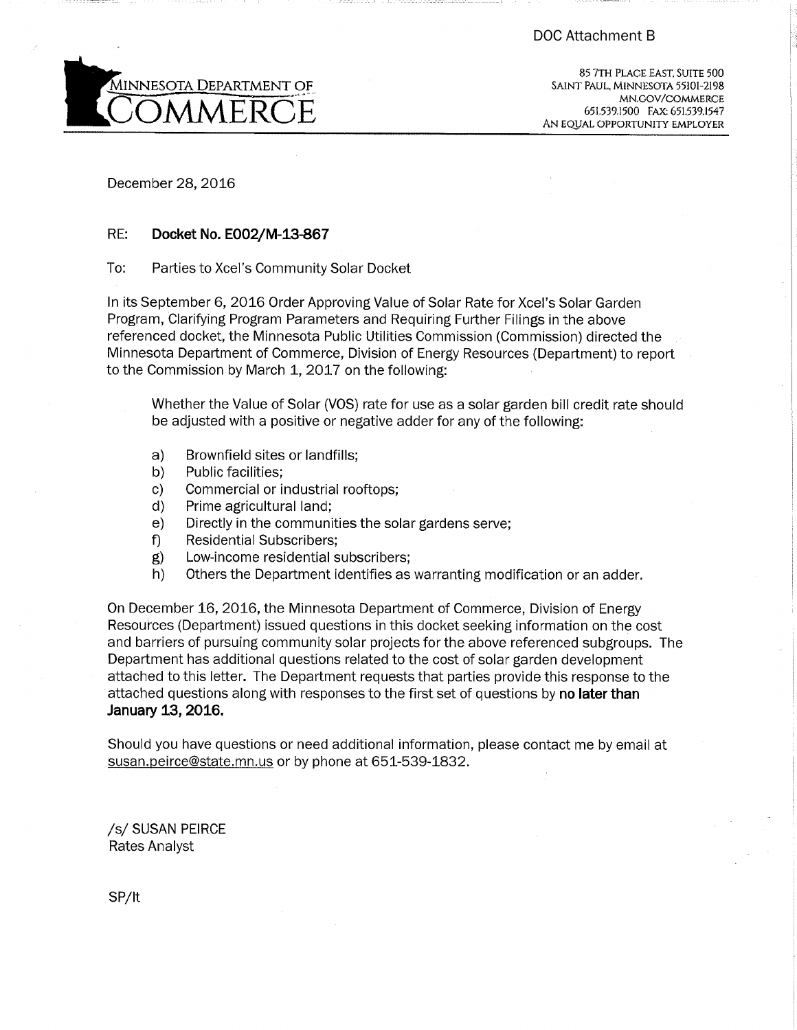DOC Attachment B

MINNESOTA DEPARTMENT OF COMMERCE

85 7TH PLACE EAST, SUITE 500
SAINT PAUL, MINNESOTA 55101-2198
MN.GOV/COMMERCE
651.539.1500 FAX: 651.539.1547
AN EQUAL OPPORTUNITY EMPLOYER

December 28, 2016

RE: **Docket No. E002/M-13-867**

To: Parties to Xcel's Community Solar Docket

In its September 6, 2016 Order Approving Value of Solar Rate for Xcel's Solar Garden Program, Clarifying Program Parameters and Requiring Further Filings in the above referenced docket, the Minnesota Public Utilities Commission (Commission) directed the Minnesota Department of Commerce, Division of Energy Resources (Department) to report to the Commission by March 1, 2017 on the following:

> Whether the Value of Solar (VOS) rate for use as a solar garden bill credit rate should be adjusted with a positive or negative adder for any of the following:
>
> a) Brownfield sites or landfills;
> b) Public facilities;
> c) Commercial or industrial rooftops;
> d) Prime agricultural land;
> e) Directly in the communities the solar gardens serve;
> f) Residential Subscribers;
> g) Low-income residential subscribers;
> h) Others the Department identifies as warranting modification or an adder.

On December 16, 2016, the Minnesota Department of Commerce, Division of Energy Resources (Department) issued questions in this docket seeking information on the cost and barriers of pursuing community solar projects for the above referenced subgroups. The Department has additional questions related to the cost of solar garden development attached to this letter. The Department requests that parties provide this response to the attached questions along with responses to the first set of questions by **no later than January 13, 2016.**

Should you have questions or need additional information, please contact me by email at susan.peirce@state.mn.us or by phone at 651-539-1832.

/s/ SUSAN PEIRCE
Rates Analyst

SP/lt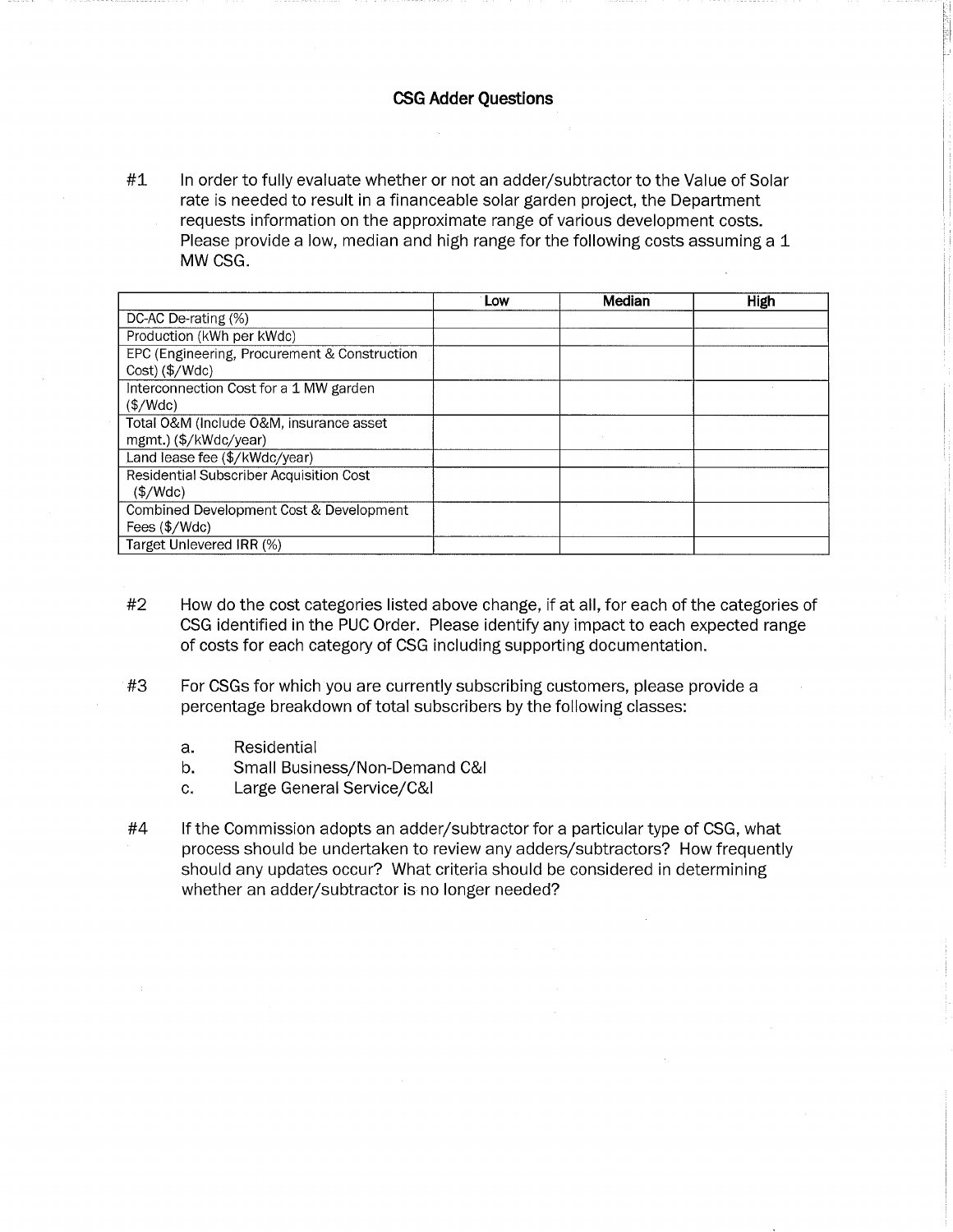# CSG Adder Questions

#1 In order to fully evaluate whether or not an adder/subtractor to the Value of Solar rate is needed to result in a financeable solar garden project, the Department requests information on the approximate range of various development costs. Please provide a low, median and high range for the following costs assuming a 1 MW CSG.

| | Low | Median | High |
|---|---|---|---|
| DC-AC De-rating (%) | | | |
| Production (kWh per kWdc) | | | |
| EPC (Engineering, Procurement & Construction Cost) ($/Wdc) | | | |
| Interconnection Cost for a 1 MW garden ($/Wdc) | | | |
| Total O&M (Include O&M, insurance asset mgmt.) ($/kWdc/year) | | | |
| Land lease fee ($/kWdc/year) | | | |
| Residential Subscriber Acquisition Cost ($/Wdc) | | | |
| Combined Development Cost & Development Fees ($/Wdc) | | | |
| Target Unlevered IRR (%) | | | |

#2 How do the cost categories listed above change, if at all, for each of the categories of CSG identified in the PUC Order. Please identify any impact to each expected range of costs for each category of CSG including supporting documentation.

#3 For CSGs for which you are currently subscribing customers, please provide a percentage breakdown of total subscribers by the following classes:

a. Residential
b. Small Business/Non-Demand C&I
c. Large General Service/C&I

#4 If the Commission adopts an adder/subtractor for a particular type of CSG, what process should be undertaken to review any adders/subtractors? How frequently should any updates occur? What criteria should be considered in determining whether an adder/subtractor is no longer needed?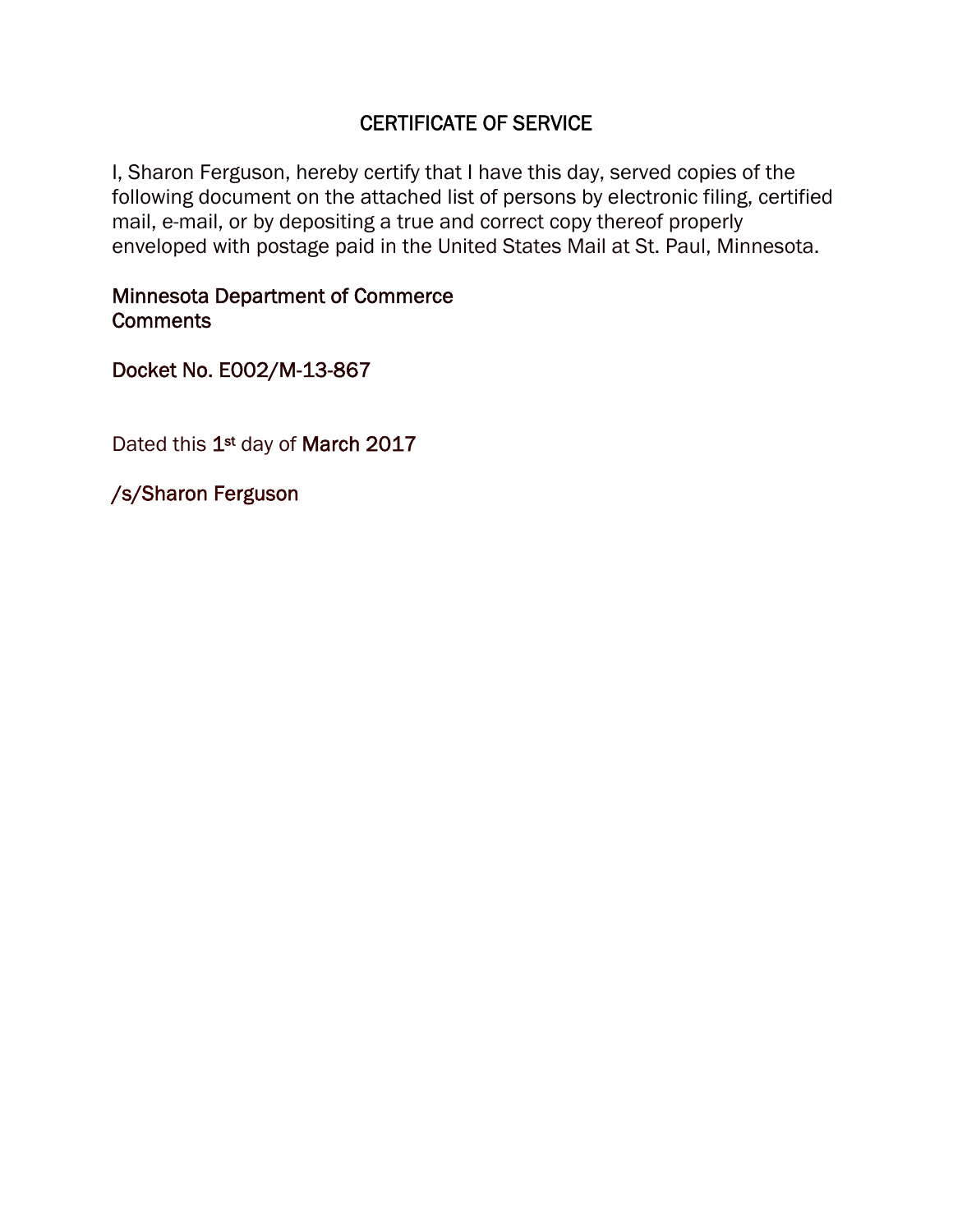# CERTIFICATE OF SERVICE

I, Sharon Ferguson, hereby certify that I have this day, served copies of the following document on the attached list of persons by electronic filing, certified mail, e-mail, or by depositing a true and correct copy thereof properly enveloped with postage paid in the United States Mail at St. Paul, Minnesota.

Minnesota Department of Commerce
Comments

Docket No. E002/M-13-867

Dated this 1st day of March 2017

/s/Sharon Ferguson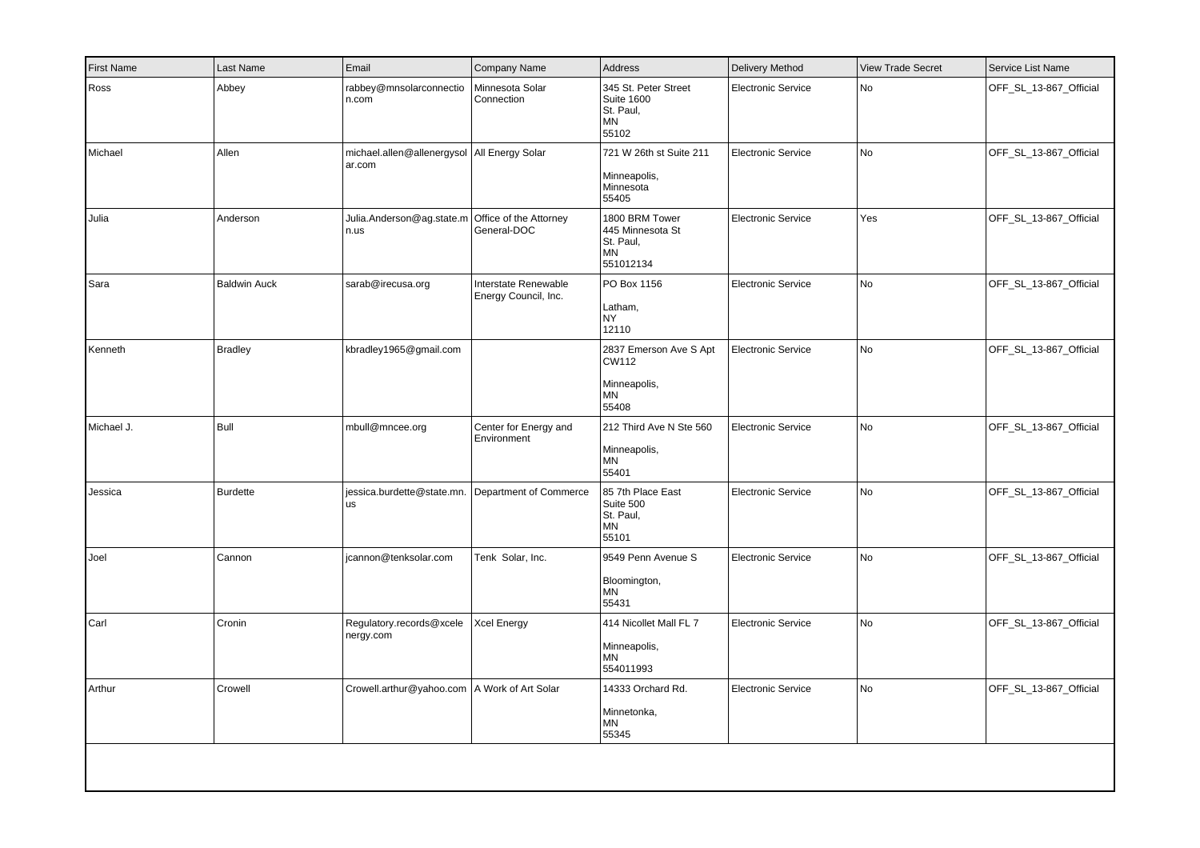| First Name | Last Name | Email | Company Name | Address | Delivery Method | View Trade Secret | Service List Name |
|---|---|---|---|---|---|---|---|
| Ross | Abbey | rabbey@mnsolarconnection.com | Minnesota Solar Connection | 345 St. Peter Street Suite 1600 St. Paul, MN 55102 | Electronic Service | No | OFF_SL_13-867_Official |
| Michael | Allen | michael.allen@allenergysolar.com | All Energy Solar | 721 W 26th st Suite 211 Minneapolis, Minnesota 55405 | Electronic Service | No | OFF_SL_13-867_Official |
| Julia | Anderson | Julia.Anderson@ag.state.mn.us | Office of the Attorney General-DOC | 1800 BRM Tower 445 Minnesota St St. Paul, MN 551012134 | Electronic Service | Yes | OFF_SL_13-867_Official |
| Sara | Baldwin Auck | sarab@irecusa.org | Interstate Renewable Energy Council, Inc. | PO Box 1156 Latham, NY 12110 | Electronic Service | No | OFF_SL_13-867_Official |
| Kenneth | Bradley | kbradley1965@gmail.com | | 2837 Emerson Ave S Apt CW112 Minneapolis, MN 55408 | Electronic Service | No | OFF_SL_13-867_Official |
| Michael J. | Bull | mbull@mncee.org | Center for Energy and Environment | 212 Third Ave N Ste 560 Minneapolis, MN 55401 | Electronic Service | No | OFF_SL_13-867_Official |
| Jessica | Burdette | jessica.burdette@state.mn.us | Department of Commerce | 85 7th Place East Suite 500 St. Paul, MN 55101 | Electronic Service | No | OFF_SL_13-867_Official |
| Joel | Cannon | jcannon@tenksolar.com | Tenk Solar, Inc. | 9549 Penn Avenue S Bloomington, MN 55431 | Electronic Service | No | OFF_SL_13-867_Official |
| Carl | Cronin | Regulatory.records@xcelenergy.com | Xcel Energy | 414 Nicollet Mall FL 7 Minneapolis, MN 554011993 | Electronic Service | No | OFF_SL_13-867_Official |
| Arthur | Crowell | Crowell.arthur@yahoo.com | A Work of Art Solar | 14333 Orchard Rd. Minnetonka, MN 55345 | Electronic Service | No | OFF_SL_13-867_Official |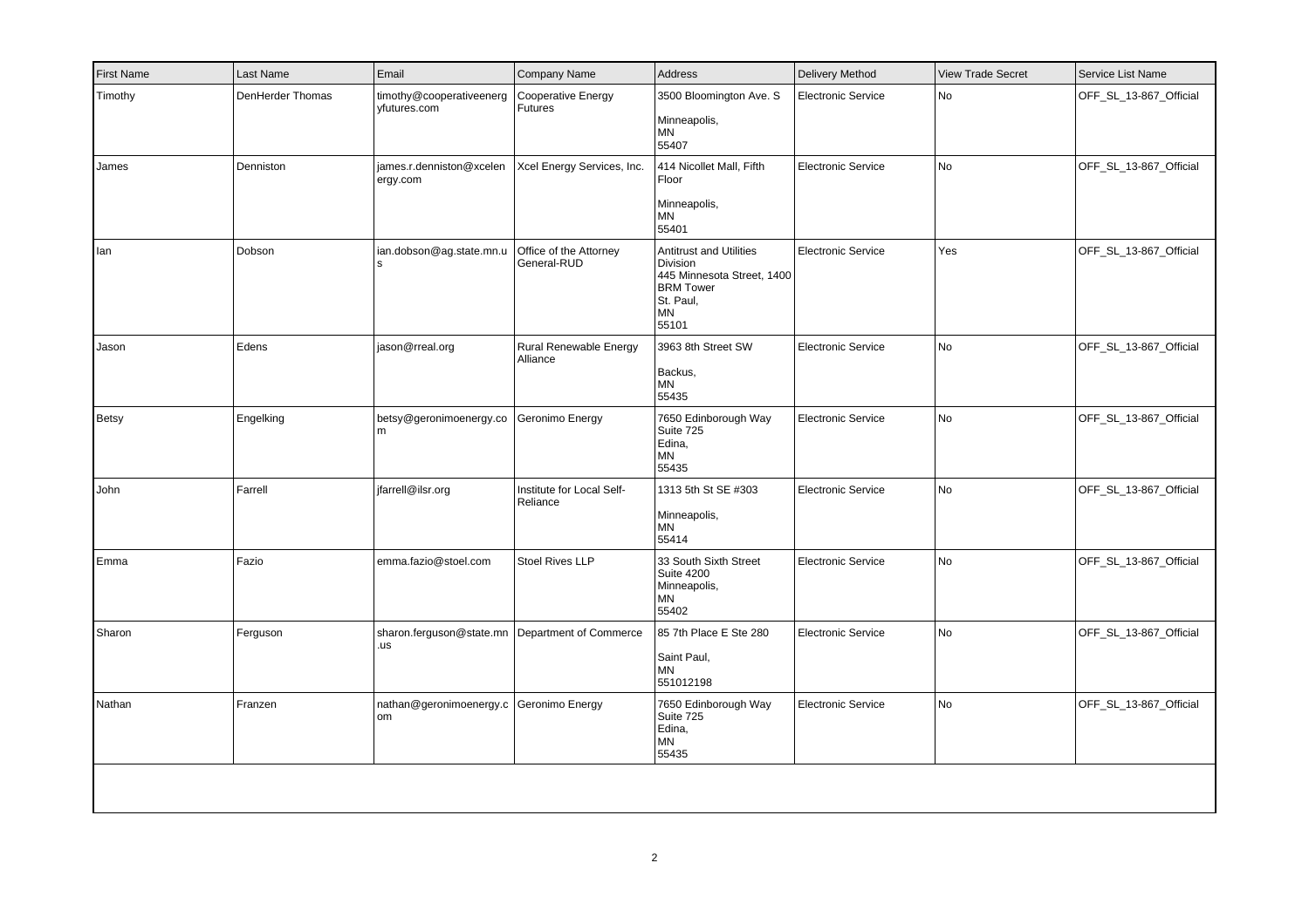| First Name | Last Name | Email | Company Name | Address | Delivery Method | View Trade Secret | Service List Name |
|---|---|---|---|---|---|---|---|
| Timothy | DenHerder Thomas | timothy@cooperativeenergyfutures.com | Cooperative Energy Futures | 3500 Bloomington Ave. S<br><br>Minneapolis,<br>MN<br>55407 | Electronic Service | No | OFF_SL_13-867_Official |
| James | Denniston | james.r.denniston@xcelenergy.com | Xcel Energy Services, Inc. | 414 Nicollet Mall, Fifth Floor<br><br>Minneapolis,<br>MN<br>55401 | Electronic Service | No | OFF_SL_13-867_Official |
| Ian | Dobson | ian.dobson@ag.state.mn.us | Office of the Attorney General-RUD | Antitrust and Utilities Division<br>445 Minnesota Street, 1400 BRM Tower<br>St. Paul,<br>MN<br>55101 | Electronic Service | Yes | OFF_SL_13-867_Official |
| Jason | Edens | jason@rreal.org | Rural Renewable Energy Alliance | 3963 8th Street SW<br><br>Backus,<br>MN<br>55435 | Electronic Service | No | OFF_SL_13-867_Official |
| Betsy | Engelking | betsy@geronimoenergy.com | Geronimo Energy | 7650 Edinborough Way<br>Suite 725<br>Edina,<br>MN<br>55435 | Electronic Service | No | OFF_SL_13-867_Official |
| John | Farrell | jfarrell@ilsr.org | Institute for Local Self-Reliance | 1313 5th St SE #303<br><br>Minneapolis,<br>MN<br>55414 | Electronic Service | No | OFF_SL_13-867_Official |
| Emma | Fazio | emma.fazio@stoel.com | Stoel Rives LLP | 33 South Sixth Street<br>Suite 4200<br>Minneapolis,<br>MN<br>55402 | Electronic Service | No | OFF_SL_13-867_Official |
| Sharon | Ferguson | sharon.ferguson@state.mn.us | Department of Commerce | 85 7th Place E Ste 280<br><br>Saint Paul,<br>MN<br>551012198 | Electronic Service | No | OFF_SL_13-867_Official |
| Nathan | Franzen | nathan@geronimoenergy.com | Geronimo Energy | 7650 Edinborough Way<br>Suite 725<br>Edina,<br>MN<br>55435 | Electronic Service | No | OFF_SL_13-867_Official |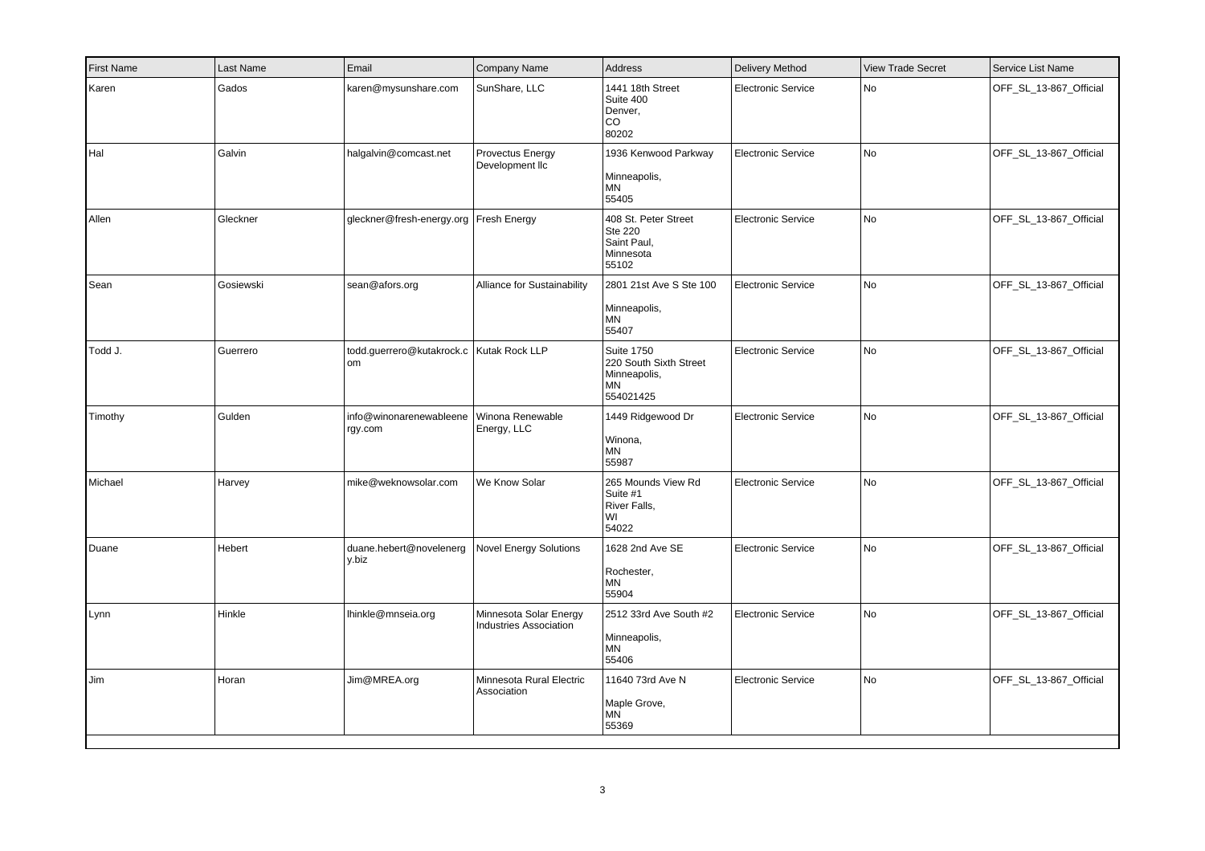| First Name | Last Name | Email | Company Name | Address | Delivery Method | View Trade Secret | Service List Name |
|---|---|---|---|---|---|---|---|
| Karen | Gados | karen@mysunshare.com | SunShare, LLC | 1441 18th Street Suite 400 Denver, CO 80202 | Electronic Service | No | OFF_SL_13-867_Official |
| Hal | Galvin | halgalvin@comcast.net | Provectus Energy Development llc | 1936 Kenwood Parkway Minneapolis, MN 55405 | Electronic Service | No | OFF_SL_13-867_Official |
| Allen | Gleckner | gleckner@fresh-energy.org | Fresh Energy | 408 St. Peter Street Ste 220 Saint Paul, Minnesota 55102 | Electronic Service | No | OFF_SL_13-867_Official |
| Sean | Gosiewski | sean@afors.org | Alliance for Sustainability | 2801 21st Ave S Ste 100 Minneapolis, MN 55407 | Electronic Service | No | OFF_SL_13-867_Official |
| Todd J. | Guerrero | todd.guerrero@kutakrock.com | Kutak Rock LLP | Suite 1750 220 South Sixth Street Minneapolis, MN 554021425 | Electronic Service | No | OFF_SL_13-867_Official |
| Timothy | Gulden | info@winonarenewableenergy.com | Winona Renewable Energy, LLC | 1449 Ridgewood Dr Winona, MN 55987 | Electronic Service | No | OFF_SL_13-867_Official |
| Michael | Harvey | mike@weknowsolar.com | We Know Solar | 265 Mounds View Rd Suite #1 River Falls, WI 54022 | Electronic Service | No | OFF_SL_13-867_Official |
| Duane | Hebert | duane.hebert@novelenergy.biz | Novel Energy Solutions | 1628 2nd Ave SE Rochester, MN 55904 | Electronic Service | No | OFF_SL_13-867_Official |
| Lynn | Hinkle | lhinkle@mnseia.org | Minnesota Solar Energy Industries Association | 2512 33rd Ave South #2 Minneapolis, MN 55406 | Electronic Service | No | OFF_SL_13-867_Official |
| Jim | Horan | Jim@MREA.org | Minnesota Rural Electric Association | 11640 73rd Ave N Maple Grove, MN 55369 | Electronic Service | No | OFF_SL_13-867_Official |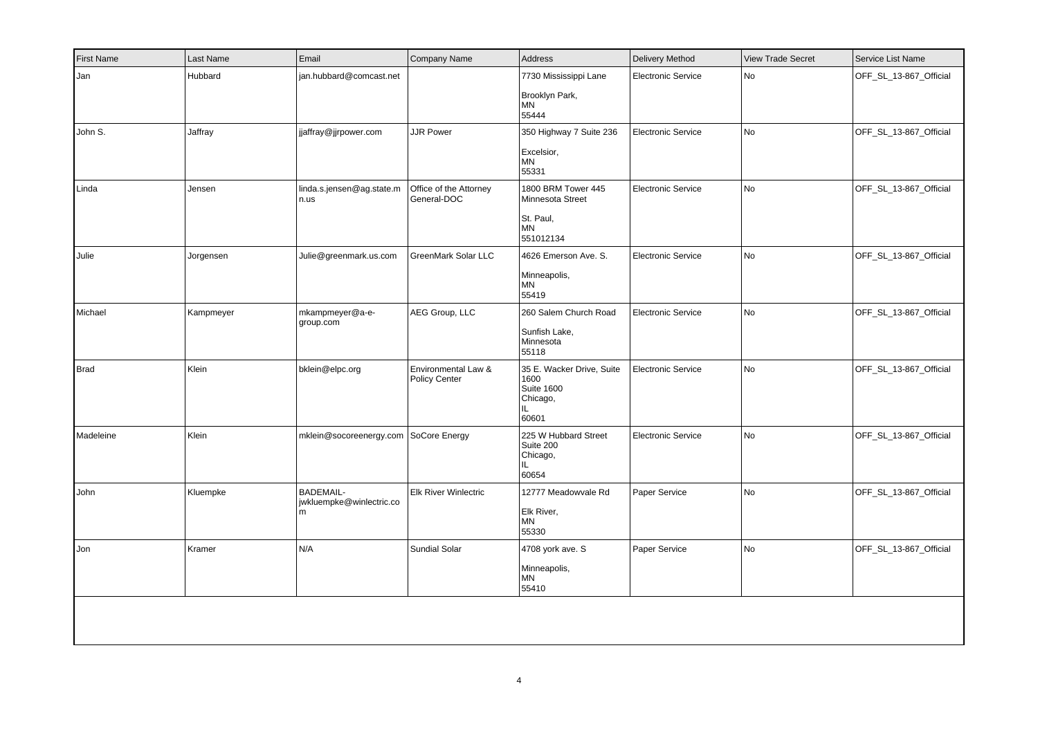| First Name | Last Name | Email | Company Name | Address | Delivery Method | View Trade Secret | Service List Name |
|---|---|---|---|---|---|---|---|
| Jan | Hubbard | jan.hubbard@comcast.net | | 7730 Mississippi Lane<br><br>Brooklyn Park,<br>MN<br>55444 | Electronic Service | No | OFF_SL_13-867_Official |
| John S. | Jaffray | jjaffray@jjrpower.com | JJR Power | 350 Highway 7 Suite 236<br><br>Excelsior,<br>MN<br>55331 | Electronic Service | No | OFF_SL_13-867_Official |
| Linda | Jensen | linda.s.jensen@ag.state.mn.us | Office of the Attorney General-DOC | 1800 BRM Tower 445 Minnesota Street<br><br>St. Paul,<br>MN<br>551012134 | Electronic Service | No | OFF_SL_13-867_Official |
| Julie | Jorgensen | Julie@greenmark.us.com | GreenMark Solar LLC | 4626 Emerson Ave. S.<br><br>Minneapolis,<br>MN<br>55419 | Electronic Service | No | OFF_SL_13-867_Official |
| Michael | Kampmeyer | mkampmeyer@a-e-group.com | AEG Group, LLC | 260 Salem Church Road<br><br>Sunfish Lake,<br>Minnesota<br>55118 | Electronic Service | No | OFF_SL_13-867_Official |
| Brad | Klein | bklein@elpc.org | Environmental Law & Policy Center | 35 E. Wacker Drive, Suite 1600<br>Suite 1600<br>Chicago,<br>IL<br>60601 | Electronic Service | No | OFF_SL_13-867_Official |
| Madeleine | Klein | mklein@socoreenergy.com | SoCore Energy | 225 W Hubbard Street<br>Suite 200<br>Chicago,<br>IL<br>60654 | Electronic Service | No | OFF_SL_13-867_Official |
| John | Kluempke | BADEMAIL-jwkluempke@winlectric.com | Elk River Winlectric | 12777 Meadowvale Rd<br><br>Elk River,<br>MN<br>55330 | Paper Service | No | OFF_SL_13-867_Official |
| Jon | Kramer | N/A | Sundial Solar | 4708 york ave. S<br><br>Minneapolis,<br>MN<br>55410 | Paper Service | No | OFF_SL_13-867_Official |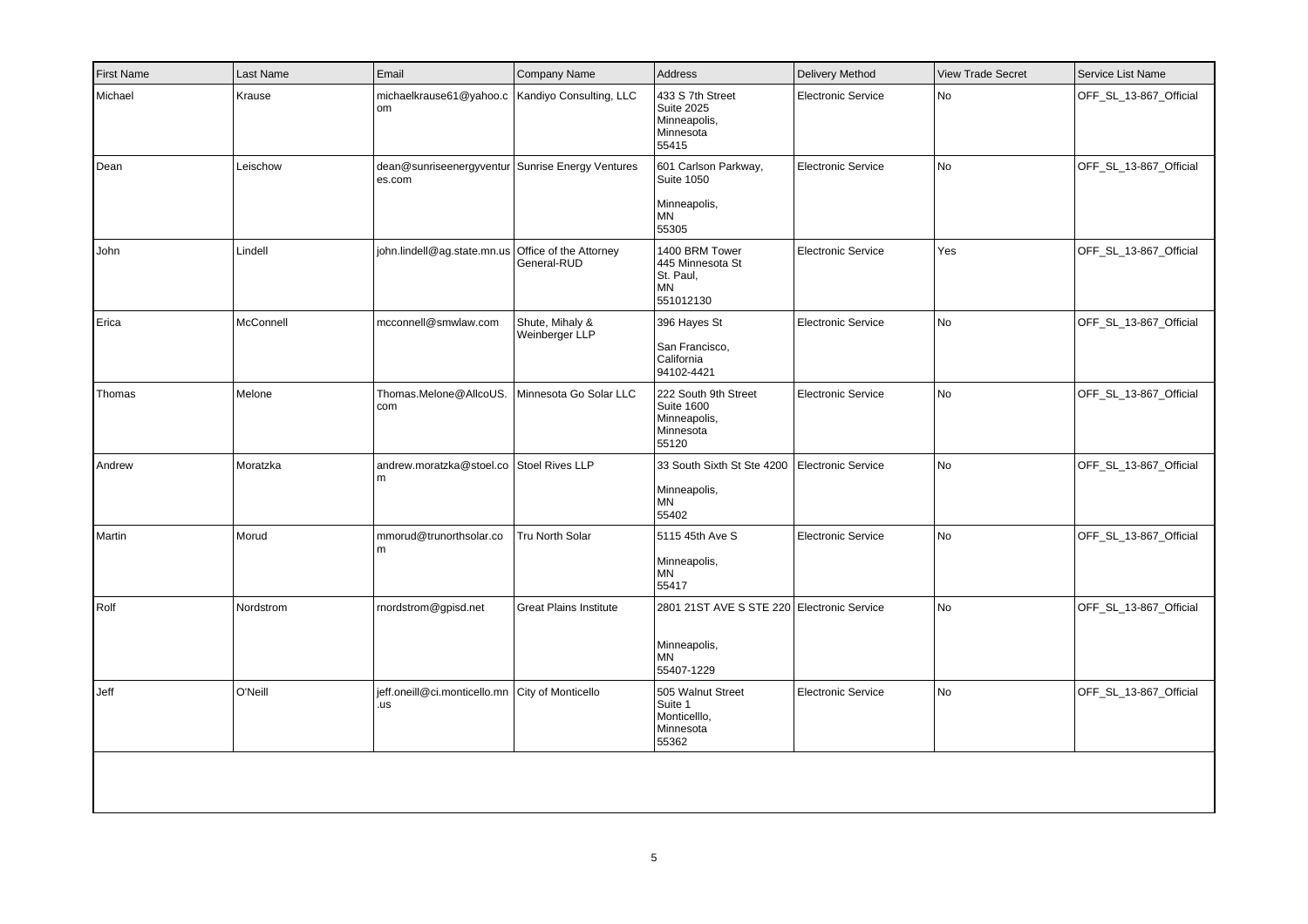| First Name | Last Name | Email | Company Name | Address | Delivery Method | View Trade Secret | Service List Name |
|---|---|---|---|---|---|---|---|
| Michael | Krause | michaelkrause61@yahoo.com | Kandiyo Consulting, LLC | 433 S 7th Street Suite 2025 Minneapolis, Minnesota 55415 | Electronic Service | No | OFF_SL_13-867_Official |
| Dean | Leischow | dean@sunriseenergyventures.com | Sunrise Energy Ventures | 601 Carlson Parkway, Suite 1050 Minneapolis, MN 55305 | Electronic Service | No | OFF_SL_13-867_Official |
| John | Lindell | john.lindell@ag.state.mn.us | Office of the Attorney General-RUD | 1400 BRM Tower 445 Minnesota St St. Paul, MN 551012130 | Electronic Service | Yes | OFF_SL_13-867_Official |
| Erica | McConnell | mcconnell@smwlaw.com | Shute, Mihaly & Weinberger LLP | 396 Hayes St San Francisco, California 94102-4421 | Electronic Service | No | OFF_SL_13-867_Official |
| Thomas | Melone | Thomas.Melone@AllcoUS.com | Minnesota Go Solar LLC | 222 South 9th Street Suite 1600 Minneapolis, Minnesota 55120 | Electronic Service | No | OFF_SL_13-867_Official |
| Andrew | Moratzka | andrew.moratzka@stoel.com | Stoel Rives LLP | 33 South Sixth St Ste 4200 Minneapolis, MN 55402 | Electronic Service | No | OFF_SL_13-867_Official |
| Martin | Morud | mmorud@trunorthsolar.com | Tru North Solar | 5115 45th Ave S Minneapolis, MN 55417 | Electronic Service | No | OFF_SL_13-867_Official |
| Rolf | Nordstrom | rnordstrom@gpisd.net | Great Plains Institute | 2801 21ST AVE S STE 220 Minneapolis, MN 55407-1229 | Electronic Service | No | OFF_SL_13-867_Official |
| Jeff | O'Neill | jeff.oneill@ci.monticello.mn.us | City of Monticello | 505 Walnut Street Suite 1 Monticelllo, Minnesota 55362 | Electronic Service | No | OFF_SL_13-867_Official |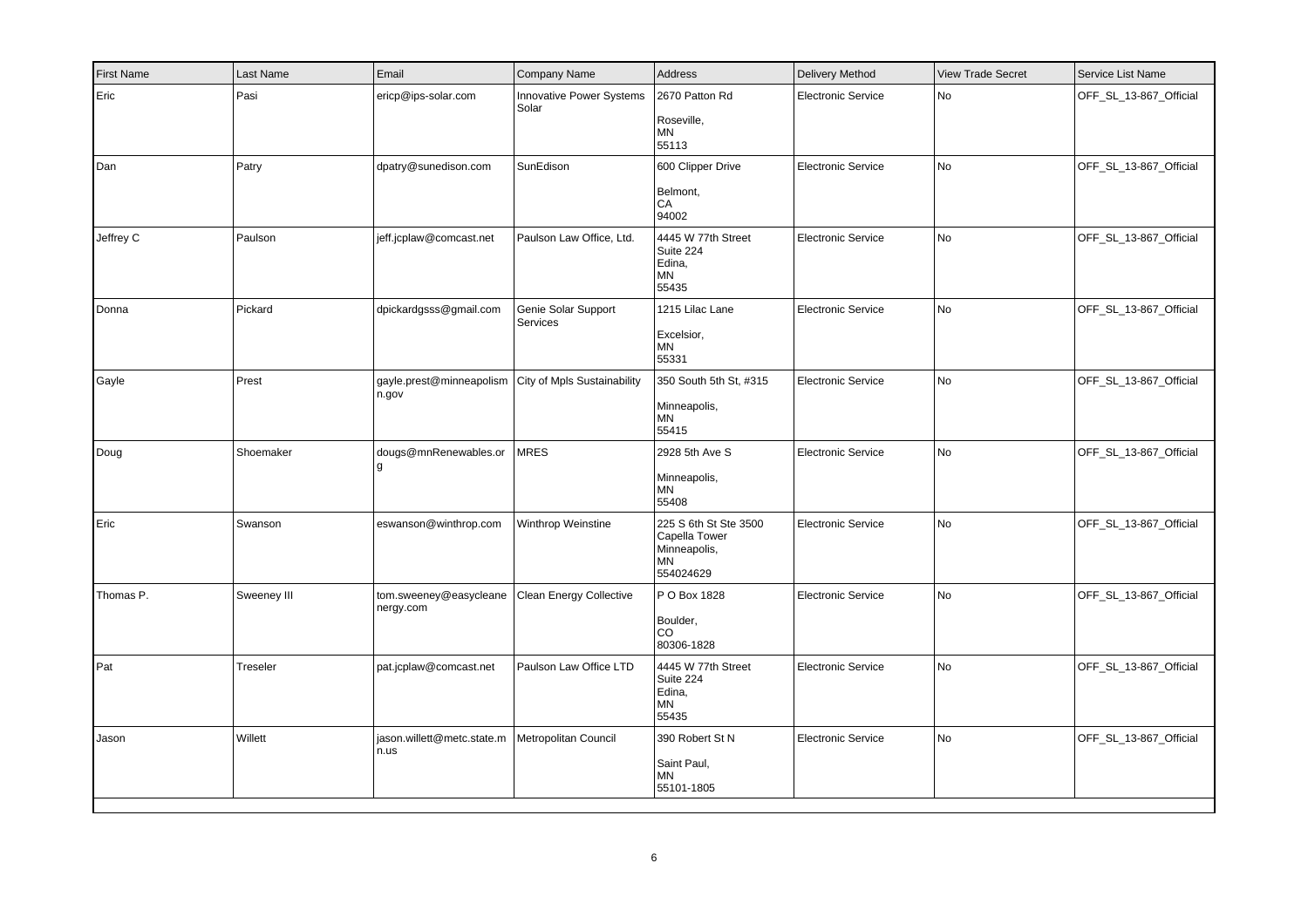| First Name | Last Name | Email | Company Name | Address | Delivery Method | View Trade Secret | Service List Name |
|---|---|---|---|---|---|---|---|
| Eric | Pasi | ericp@ips-solar.com | Innovative Power Systems Solar | 2670 Patton Rd<br>Roseville,<br>MN<br>55113 | Electronic Service | No | OFF_SL_13-867_Official |
| Dan | Patry | dpatry@sunedison.com | SunEdison | 600 Clipper Drive<br>Belmont,<br>CA<br>94002 | Electronic Service | No | OFF_SL_13-867_Official |
| Jeffrey C | Paulson | jeff.jcplaw@comcast.net | Paulson Law Office, Ltd. | 4445 W 77th Street<br>Suite 224<br>Edina,<br>MN<br>55435 | Electronic Service | No | OFF_SL_13-867_Official |
| Donna | Pickard | dpickardgsss@gmail.com | Genie Solar Support Services | 1215 Lilac Lane<br>Excelsior,<br>MN<br>55331 | Electronic Service | No | OFF_SL_13-867_Official |
| Gayle | Prest | gayle.prest@minneapolismn.gov | City of Mpls Sustainability | 350 South 5th St, #315<br>Minneapolis,<br>MN<br>55415 | Electronic Service | No | OFF_SL_13-867_Official |
| Doug | Shoemaker | dougs@mnRenewables.org | MRES | 2928 5th Ave S<br>Minneapolis,<br>MN<br>55408 | Electronic Service | No | OFF_SL_13-867_Official |
| Eric | Swanson | eswanson@winthrop.com | Winthrop Weinstine | 225 S 6th St Ste 3500<br>Capella Tower<br>Minneapolis,<br>MN<br>554024629 | Electronic Service | No | OFF_SL_13-867_Official |
| Thomas P. | Sweeney III | tom.sweeney@easycleanenergy.com | Clean Energy Collective | P O Box 1828<br>Boulder,<br>CO<br>80306-1828 | Electronic Service | No | OFF_SL_13-867_Official |
| Pat | Treseler | pat.jcplaw@comcast.net | Paulson Law Office LTD | 4445 W 77th Street<br>Suite 224<br>Edina,<br>MN<br>55435 | Electronic Service | No | OFF_SL_13-867_Official |
| Jason | Willett | jason.willett@metc.state.mn.us | Metropolitan Council | 390 Robert St N<br>Saint Paul,<br>MN<br>55101-1805 | Electronic Service | No | OFF_SL_13-867_Official |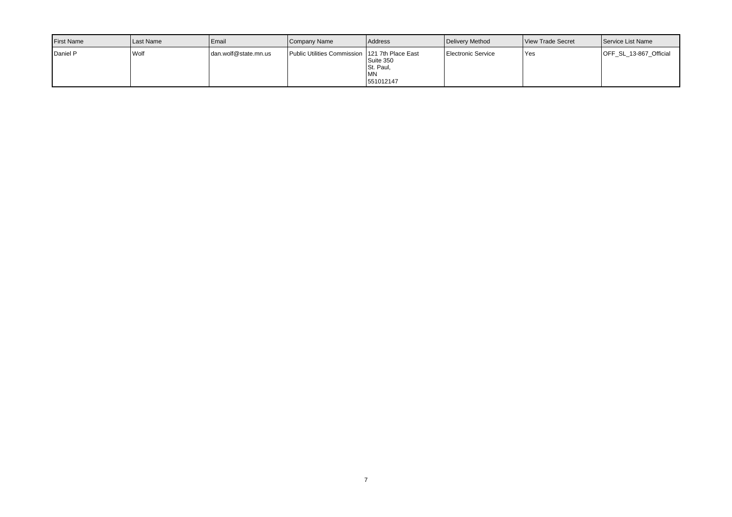| First Name | Last Name | Email | Company Name | Address | Delivery Method | View Trade Secret | Service List Name |
|---|---|---|---|---|---|---|---|
| Daniel P | Wolf | dan.wolf@state.mn.us | Public Utilities Commission | 121 7th Place East Suite 350 St. Paul, MN 551012147 | Electronic Service | Yes | OFF_SL_13-867_Official |